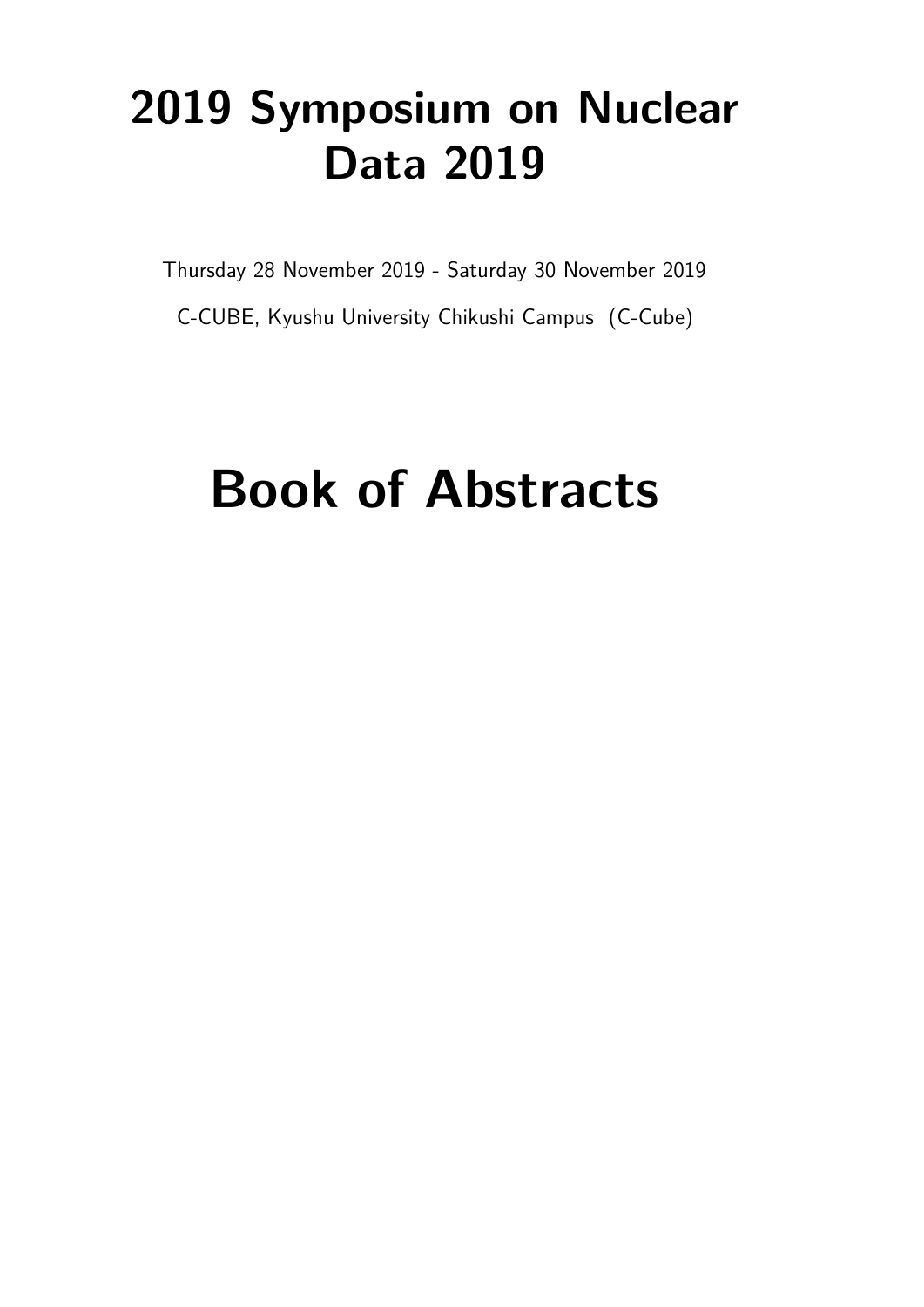# 2019 Symposium on Nuclear Data 2019

Thursday 28 November 2019 - Saturday 30 November 2019

C-CUBE, Kyushu University Chikushi Campus (C-Cube)

# Book of Abstracts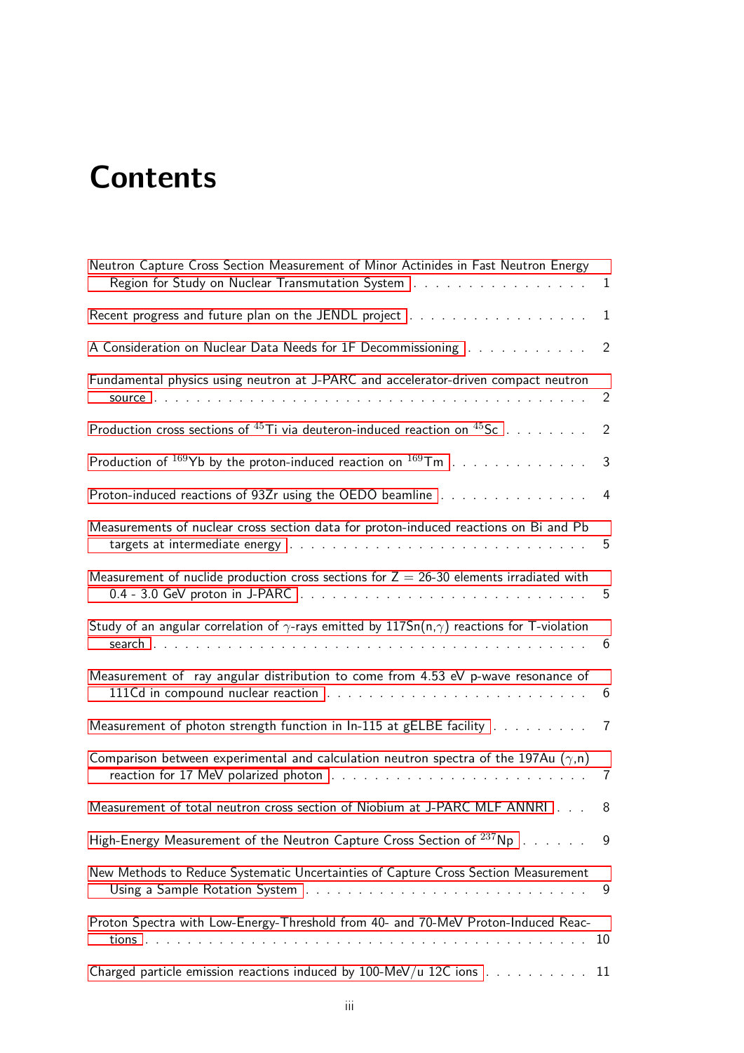# Contents

Neutron Capture Cross Section Measurement of Minor Actinides in Fast Neutron Energy Region for Study on Nuclear Transmutation System . . . . . . . . . . . . . . . . . 1

Recent progress and future plan on the JENDL project . . . . . . . . . . . . . . . . . 1

A Consideration on Nuclear Data Needs for 1F Decommissioning . . . . . . . . . . . 2

Fundamental physics using neutron at J-PARC and accelerator-driven compact neutron source . . . . . . . . . . . . . . . . . . . . . . . . . . . . . . . . . . . . . . . . 2

Production cross sections of $^{45}$Ti via deuteron-induced reaction on $^{45}$Sc . . . . . . . . 2

Production of $^{169}$Yb by the proton-induced reaction on $^{169}$Tm . . . . . . . . . . . . . 3

Proton-induced reactions of 93Zr using the OEDO beamline . . . . . . . . . . . . . . 4

Measurements of nuclear cross section data for proton-induced reactions on Bi and Pb targets at intermediate energy . . . . . . . . . . . . . . . . . . . . . . . . . . . 5

Measurement of nuclide production cross sections for Z = 26-30 elements irradiated with 0.4 - 3.0 GeV proton in J-PARC . . . . . . . . . . . . . . . . . . . . . . . . . . 5

Study of an angular correlation of $\gamma$-rays emitted by 117Sn(n,$\gamma$) reactions for T-violation search . . . . . . . . . . . . . . . . . . . . . . . . . . . . . . . . . . . . . . . . 6

Measurement of ray angular distribution to come from 4.53 eV p-wave resonance of 111Cd in compound nuclear reaction . . . . . . . . . . . . . . . . . . . . . . . . . 6

Measurement of photon strength function in In-115 at gELBE facility . . . . . . . . . 7

Comparison between experimental and calculation neutron spectra of the 197Au ($\gamma$,n) reaction for 17 MeV polarized photon . . . . . . . . . . . . . . . . . . . . . . . . 7

Measurement of total neutron cross section of Niobium at J-PARC MLF ANNRI . . . 8

High-Energy Measurement of the Neutron Capture Cross Section of $^{237}$Np . . . . . . 9

New Methods to Reduce Systematic Uncertainties of Capture Cross Section Measurement Using a Sample Rotation System . . . . . . . . . . . . . . . . . . . . . . . . . . 9

Proton Spectra with Low-Energy-Threshold from 40- and 70-MeV Proton-Induced Reactions . . . . . . . . . . . . . . . . . . . . . . . . . . . . . . . . . . . . . . . . . 10

Charged particle emission reactions induced by 100-MeV/u 12C ions . . . . . . . . . . 11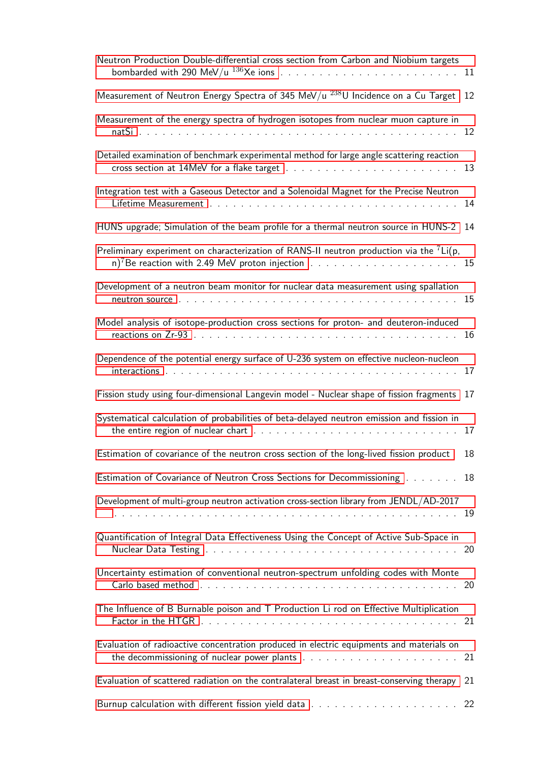Neutron Production Double-differential cross section from Carbon and Niobium targets bombarded with 290 MeV/u $^{136}$Xe ions . . . . . . . . . . 11

Measurement of Neutron Energy Spectra of 345 MeV/u $^{238}$U Incidence on a Cu Target 12

Measurement of the energy spectra of hydrogen isotopes from nuclear muon capture in natSi . . . . . . . . . . 12

Detailed examination of benchmark experimental method for large angle scattering reaction cross section at 14MeV for a flake target . . . . . . . . . . 13

Integration test with a Gaseous Detector and a Solenoidal Magnet for the Precise Neutron Lifetime Measurement . . . . . . . . . . 14

HUNS upgrade; Simulation of the beam profile for a thermal neutron source in HUNS-2 14

Preliminary experiment on characterization of RANS-II neutron production via the $^{7}$Li(p, n)$^{7}$Be reaction with 2.49 MeV proton injection . . . . . . . . . . 15

Development of a neutron beam monitor for nuclear data measurement using spallation neutron source . . . . . . . . . . 15

Model analysis of isotope-production cross sections for proton- and deuteron-induced reactions on Zr-93 . . . . . . . . . . 16

Dependence of the potential energy surface of U-236 system on effective nucleon-nucleon interactions . . . . . . . . . . 17

Fission study using four-dimensional Langevin model - Nuclear shape of fission fragments 17

Systematical calculation of probabilities of beta-delayed neutron emission and fission in the entire region of nuclear chart . . . . . . . . . . 17

Estimation of covariance of the neutron cross section of the long-lived fission product 18

Estimation of Covariance of Neutron Cross Sections for Decommissioning . . . . . . . 18

Development of multi-group neutron activation cross-section library from JENDL/AD-2017 . . . . . . . . . . 19

Quantification of Integral Data Effectiveness Using the Concept of Active Sub-Space in Nuclear Data Testing . . . . . . . . . . 20

Uncertainty estimation of conventional neutron-spectrum unfolding codes with Monte Carlo based method . . . . . . . . . . 20

The Influence of B Burnable poison and T Production Li rod on Effective Multiplication Factor in the HTGR . . . . . . . . . . 21

Evaluation of radioactive concentration produced in electric equipments and materials on the decommissioning of nuclear power plants . . . . . . . . . . 21

Evaluation of scattered radiation on the contralateral breast in breast-conserving therapy 21

Burnup calculation with different fission yield data . . . . . . . . . . 22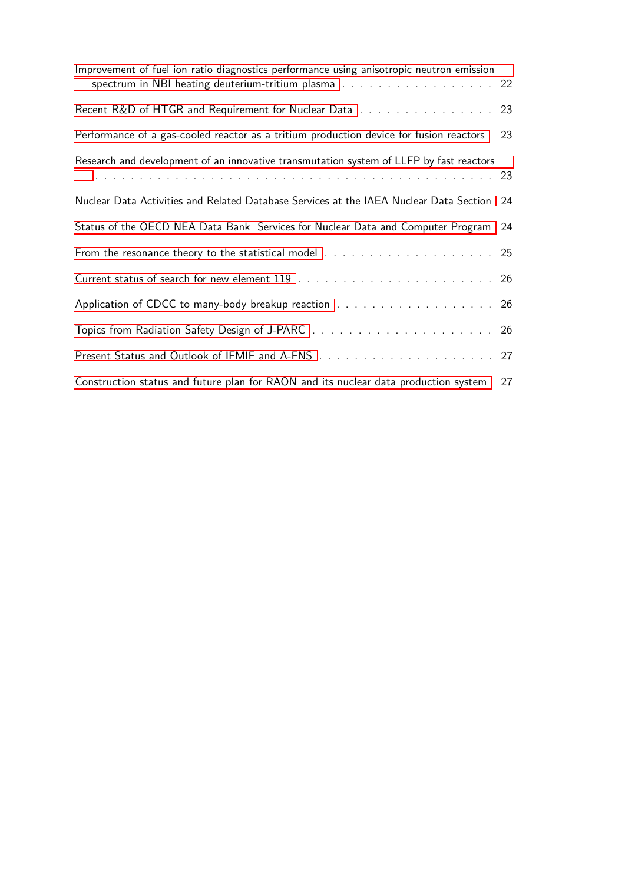Improvement of fuel ion ratio diagnostics performance using anisotropic neutron emission spectrum in NBI heating deuterium-tritium plasma . . . . . . . . . . . . . . . . . 22

Recent R&D of HTGR and Requirement for Nuclear Data . . . . . . . . . . . . . . . 23

Performance of a gas-cooled reactor as a tritium production device for fusion reactors 23

Research and development of an innovative transmutation system of LLFP by fast reactors . . . . . . . . . . . . . . . . . . . . . . . . . . . . . . . . . . . . . . . . . 23

Nuclear Data Activities and Related Database Services at the IAEA Nuclear Data Section 24

Status of the OECD NEA Data Bank Services for Nuclear Data and Computer Program 24

From the resonance theory to the statistical model . . . . . . . . . . . . . . . . . . . 25

Current status of search for new element 119 . . . . . . . . . . . . . . . . . . . . . 26

Application of CDCC to many-body breakup reaction . . . . . . . . . . . . . . . . . . 26

Topics from Radiation Safety Design of J-PARC . . . . . . . . . . . . . . . . . . . . 26

Present Status and Outlook of IFMIF and A-FNS . . . . . . . . . . . . . . . . . . . . 27

Construction status and future plan for RAON and its nuclear data production system 27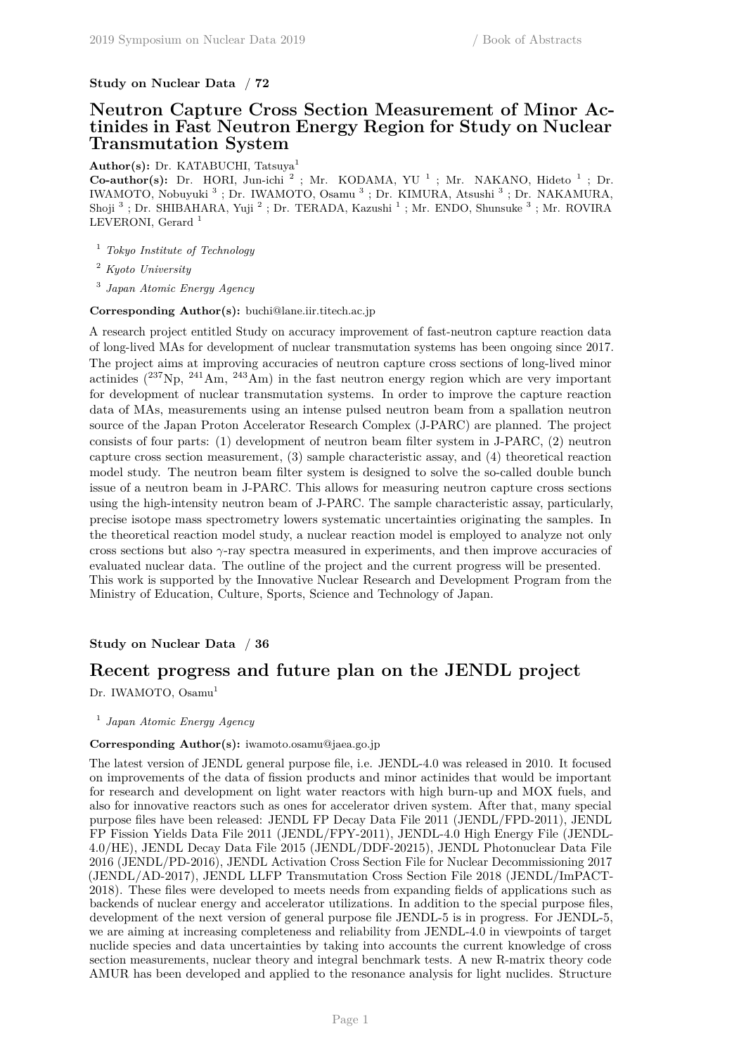**Study on Nuclear Data / 72**

## Neutron Capture Cross Section Measurement of Minor Actinides in Fast Neutron Energy Region for Study on Nuclear Transmutation System

**Author(s):** Dr. KATABUCHI, Tatsuya[1]

**Co-author(s):** Dr. HORI, Jun-ichi [2] ; Mr. KODAMA, YU [1] ; Mr. NAKANO, Hideto [1] ; Dr. IWAMOTO, Nobuyuki [3] ; Dr. IWAMOTO, Osamu [3] ; Dr. KIMURA, Atsushi [3] ; Dr. NAKAMURA, Shoji [3] ; Dr. SHIBAHARA, Yuji [2] ; Dr. TERADA, Kazushi [1] ; Mr. ENDO, Shunsuke [3] ; Mr. ROVIRA LEVERONI, Gerard [1]

[1] *Tokyo Institute of Technology*

[2] *Kyoto University*

[3] *Japan Atomic Energy Agency*

**Corresponding Author(s):** buchi@lane.iir.titech.ac.jp

A research project entitled Study on accuracy improvement of fast-neutron capture reaction data of long-lived MAs for development of nuclear transmutation systems has been ongoing since 2017. The project aims at improving accuracies of neutron capture cross sections of long-lived minor actinides ($^{237}$Np, $^{241}$Am, $^{243}$Am) in the fast neutron energy region which are very important for development of nuclear transmutation systems. In order to improve the capture reaction data of MAs, measurements using an intense pulsed neutron beam from a spallation neutron source of the Japan Proton Accelerator Research Complex (J-PARC) are planned. The project consists of four parts: (1) development of neutron beam filter system in J-PARC, (2) neutron capture cross section measurement, (3) sample characteristic assay, and (4) theoretical reaction model study. The neutron beam filter system is designed to solve the so-called double bunch issue of a neutron beam in J-PARC. This allows for measuring neutron capture cross sections using the high-intensity neutron beam of J-PARC. The sample characteristic assay, particularly, precise isotope mass spectrometry lowers systematic uncertainties originating the samples. In the theoretical reaction model study, a nuclear reaction model is employed to analyze not only cross sections but also $\gamma$-ray spectra measured in experiments, and then improve accuracies of evaluated nuclear data. The outline of the project and the current progress will be presented. This work is supported by the Innovative Nuclear Research and Development Program from the Ministry of Education, Culture, Sports, Science and Technology of Japan.

**Study on Nuclear Data / 36**

## Recent progress and future plan on the JENDL project

Dr. IWAMOTO, Osamu[1]

[1] *Japan Atomic Energy Agency*

**Corresponding Author(s):** iwamoto.osamu@jaea.go.jp

The latest version of JENDL general purpose file, i.e. JENDL-4.0 was released in 2010. It focused on improvements of the data of fission products and minor actinides that would be important for research and development on light water reactors with high burn-up and MOX fuels, and also for innovative reactors such as ones for accelerator driven system. After that, many special purpose files have been released: JENDL FP Decay Data File 2011 (JENDL/FPD-2011), JENDL FP Fission Yields Data File 2011 (JENDL/FPY-2011), JENDL-4.0 High Energy File (JENDL-4.0/HE), JENDL Decay Data File 2015 (JENDL/DDF-20215), JENDL Photonuclear Data File 2016 (JENDL/PD-2016), JENDL Activation Cross Section File for Nuclear Decommissioning 2017 (JENDL/AD-2017), JENDL LLFP Transmutation Cross Section File 2018 (JENDL/ImPACT-2018). These files were developed to meets needs from expanding fields of applications such as backends of nuclear energy and accelerator utilizations. In addition to the special purpose files, development of the next version of general purpose file JENDL-5 is in progress. For JENDL-5, we are aiming at increasing completeness and reliability from JENDL-4.0 in viewpoints of target nuclide species and data uncertainties by taking into accounts the current knowledge of cross section measurements, nuclear theory and integral benchmark tests. A new R-matrix theory code AMUR has been developed and applied to the resonance analysis for light nuclides. Structure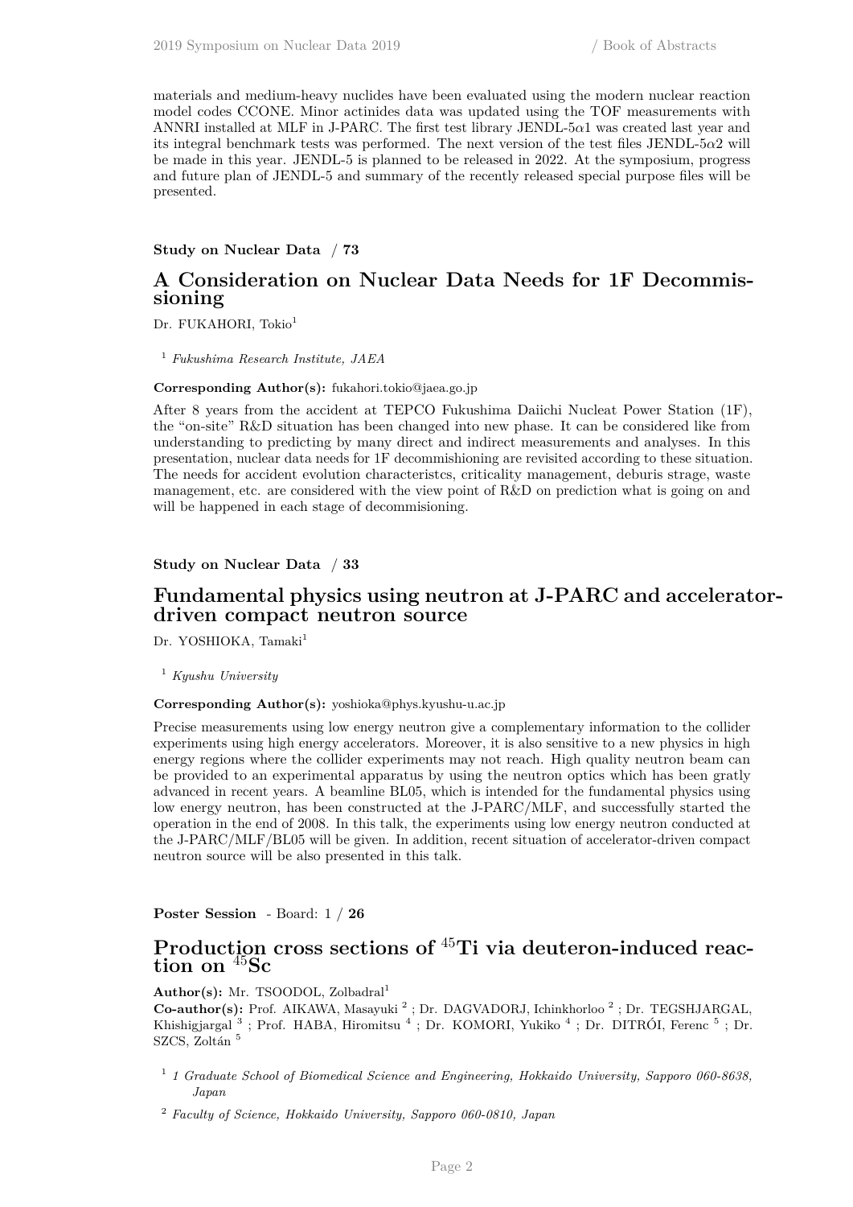materials and medium-heavy nuclides have been evaluated using the modern nuclear reaction model codes CCONE. Minor actinides data was updated using the TOF measurements with ANNRI installed at MLF in J-PARC. The first test library JENDL-5$\alpha$1 was created last year and its integral benchmark tests was performed. The next version of the test files JENDL-5$\alpha$2 will be made in this year. JENDL-5 is planned to be released in 2022. At the symposium, progress and future plan of JENDL-5 and summary of the recently released special purpose files will be presented.

**Study on Nuclear Data** / **73**

## A Consideration on Nuclear Data Needs for 1F Decommissioning

Dr. FUKAHORI, Tokio[1]

[1] *Fukushima Research Institute, JAEA*

**Corresponding Author(s):** fukahori.tokio@jaea.go.jp

After 8 years from the accident at TEPCO Fukushima Daiichi Nucleat Power Station (1F), the "on-site" R&D situation has been changed into new phase. It can be considered like from understanding to predicting by many direct and indirect measurements and analyses. In this presentation, nuclear data needs for 1F decommishioning are revisited according to these situation. The needs for accident evolution characteristcs, criticality management, deburis strage, waste management, etc. are considered with the view point of R&D on prediction what is going on and will be happened in each stage of decommisioning.

**Study on Nuclear Data** / **33**

## Fundamental physics using neutron at J-PARC and accelerator-driven compact neutron source

Dr. YOSHIOKA, Tamaki[1]

[1] *Kyushu University*

**Corresponding Author(s):** yoshioka@phys.kyushu-u.ac.jp

Precise measurements using low energy neutron give a complementary information to the collider experiments using high energy accelerators. Moreover, it is also sensitive to a new physics in high energy regions where the collider experiments may not reach. High quality neutron beam can be provided to an experimental apparatus by using the neutron optics which has been gratly advanced in recent years. A beamline BL05, which is intended for the fundamental physics using low energy neutron, has been constructed at the J-PARC/MLF, and successfully started the operation in the end of 2008. In this talk, the experiments using low energy neutron conducted at the J-PARC/MLF/BL05 will be given. In addition, recent situation of accelerator-driven compact neutron source will be also presented in this talk.

**Poster Session** - Board: 1 / **26**

## Production cross sections of $^{45}$Ti via deuteron-induced reaction on $^{45}$Sc

**Author(s):** Mr. TSOODOL, Zolbadral[1]

**Co-author(s):** Prof. AIKAWA, Masayuki [2] ; Dr. DAGVADORJ, Ichinkhorloo [2] ; Dr. TEGSHJARGAL, Khishigjargal [3] ; Prof. HABA, Hiromitsu [4] ; Dr. KOMORI, Yukiko [4] ; Dr. DITRÓI, Ferenc [5] ; Dr. SZCS, Zoltán [5]

[1] *1 Graduate School of Biomedical Science and Engineering, Hokkaido University, Sapporo 060-8638, Japan*

[2] *Faculty of Science, Hokkaido University, Sapporo 060-0810, Japan*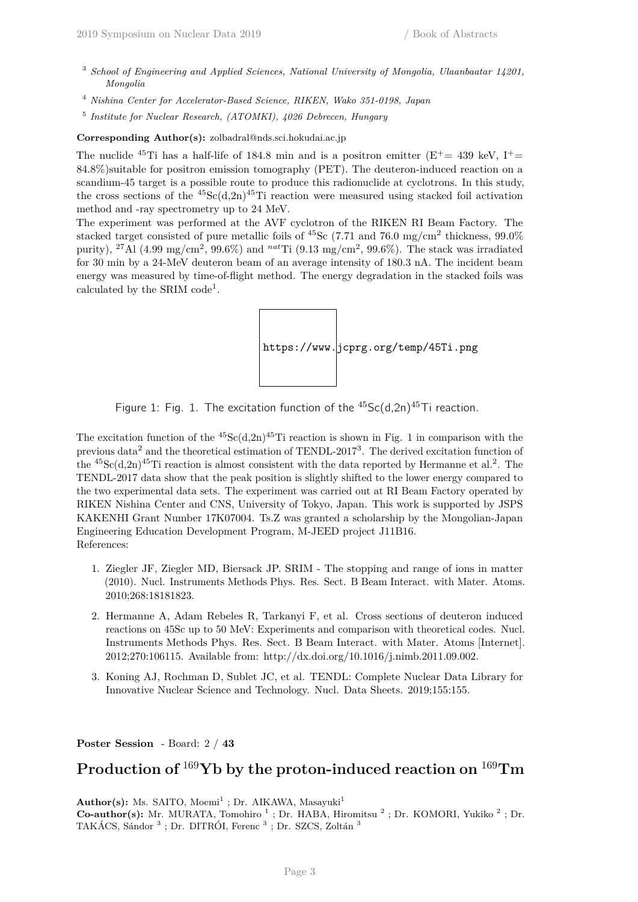[3] *School of Engineering and Applied Sciences, National University of Mongolia, Ulaanbaatar 14201, Mongolia*

[4] *Nishina Center for Accelerator-Based Science, RIKEN, Wako 351-0198, Japan*

[5] *Institute for Nuclear Research, (ATOMKI), 4026 Debrecen, Hungary*

**Corresponding Author(s):** zolbadral@nds.sci.hokudai.ac.jp

The nuclide $^{45}$Ti has a half-life of 184.8 min and is a positron emitter ($E^{+}$= 439 keV, $I^{+}$= 84.8%)suitable for positron emission tomography (PET). The deuteron-induced reaction on a scandium-45 target is a possible route to produce this radionuclide at cyclotrons. In this study, the cross sections of the $^{45}$Sc(d,2n)$^{45}$Ti reaction were measured using stacked foil activation method and -ray spectrometry up to 24 MeV.

The experiment was performed at the AVF cyclotron of the RIKEN RI Beam Factory. The stacked target consisted of pure metallic foils of $^{45}$Sc (7.71 and 76.0 mg/cm$^2$ thickness, 99.0% purity), $^{27}$Al (4.99 mg/cm$^2$, 99.6%) and $^{nat}$Ti (9.13 mg/cm$^2$, 99.6%). The stack was irradiated for 30 min by a 24-MeV deuteron beam of an average intensity of 180.3 nA. The incident beam energy was measured by time-of-flight method. The energy degradation in the stacked foils was calculated by the SRIM code[1].

https://www.jcprg.org/temp/45Ti.png

Figure 1: Fig. 1. The excitation function of the $^{45}$Sc(d,2n)$^{45}$Ti reaction.

The excitation function of the $^{45}$Sc(d,2n)$^{45}$Ti reaction is shown in Fig. 1 in comparison with the previous data[2] and the theoretical estimation of TENDL-2017[3]. The derived excitation function of the $^{45}$Sc(d,2n)$^{45}$Ti reaction is almost consistent with the data reported by Hermanne et al.[2]. The TENDL-2017 data show that the peak position is slightly shifted to the lower energy compared to the two experimental data sets. The experiment was carried out at RI Beam Factory operated by RIKEN Nishina Center and CNS, University of Tokyo, Japan. This work is supported by JSPS KAKENHI Grant Number 17K07004. Ts.Z was granted a scholarship by the Mongolian-Japan Engineering Education Development Program, M-JEED project J11B16.
References:

1. Ziegler JF, Ziegler MD, Biersack JP. SRIM - The stopping and range of ions in matter (2010). Nucl. Instruments Methods Phys. Res. Sect. B Beam Interact. with Mater. Atoms. 2010;268:18181823.
2. Hermanne A, Adam Rebeles R, Tarkanyi F, et al. Cross sections of deuteron induced reactions on 45Sc up to 50 MeV: Experiments and comparison with theoretical codes. Nucl. Instruments Methods Phys. Res. Sect. B Beam Interact. with Mater. Atoms [Internet]. 2012;270:106115. Available from: http://dx.doi.org/10.1016/j.nimb.2011.09.002.
3. Koning AJ, Rochman D, Sublet JC, et al. TENDL: Complete Nuclear Data Library for Innovative Nuclear Science and Technology. Nucl. Data Sheets. 2019;155:155.

**Poster Session** - Board: 2 / **43**

## Production of $^{169}$Yb by the proton-induced reaction on $^{169}$Tm

**Author(s):** Ms. SAITO, Moemi[1] ; Dr. AIKAWA, Masayuki[1]
**Co-author(s):** Mr. MURATA, Tomohiro [1] ; Dr. HABA, Hiromitsu [2] ; Dr. KOMORI, Yukiko [2] ; Dr. TAKÁCS, Sándor [3] ; Dr. DITRÓI, Ferenc [3] ; Dr. SZCS, Zoltán [3]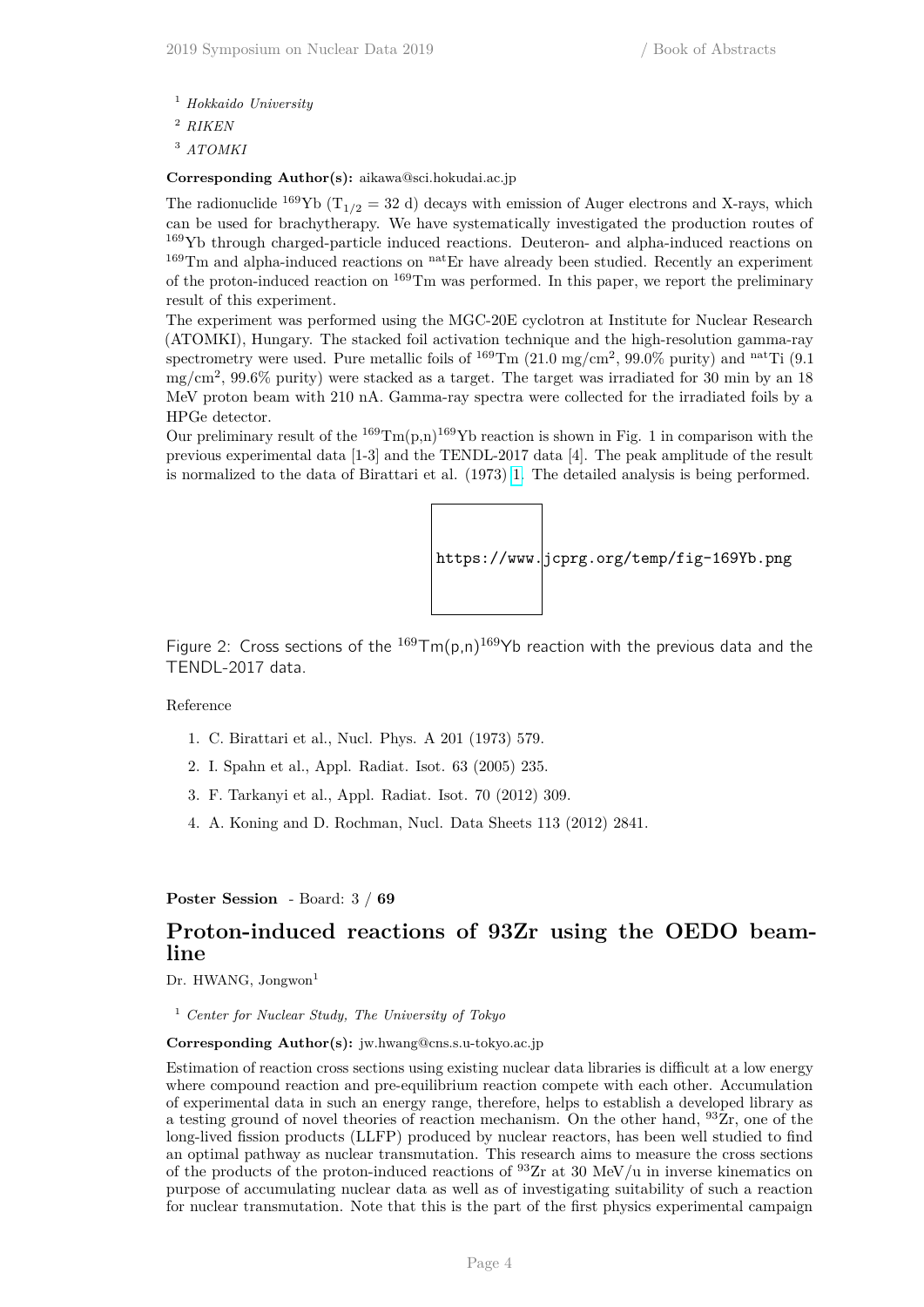[1] *Hokkaido University*

[2] *RIKEN*

[3] *ATOMKI*

**Corresponding Author(s):** aikawa@sci.hokudai.ac.jp

The radionuclide $^{169}$Yb ($T_{1/2}$ = 32 d) decays with emission of Auger electrons and X-rays, which can be used for brachytherapy. We have systematically investigated the production routes of $^{169}$Yb through charged-particle induced reactions. Deuteron- and alpha-induced reactions on $^{169}$Tm and alpha-induced reactions on $^{nat}$Er have already been studied. Recently an experiment of the proton-induced reaction on $^{169}$Tm was performed. In this paper, we report the preliminary result of this experiment.

The experiment was performed using the MGC-20E cyclotron at Institute for Nuclear Research (ATOMKI), Hungary. The stacked foil activation technique and the high-resolution gamma-ray spectrometry were used. Pure metallic foils of $^{169}$Tm (21.0 mg/cm$^2$, 99.0% purity) and $^{nat}$Ti (9.1 mg/cm$^2$, 99.6% purity) were stacked as a target. The target was irradiated for 30 min by an 18 MeV proton beam with 210 nA. Gamma-ray spectra were collected for the irradiated foils by a HPGe detector.

Our preliminary result of the $^{169}$Tm(p,n)$^{169}$Yb reaction is shown in Fig. 1 in comparison with the previous experimental data [1-3] and the TENDL-2017 data [4]. The peak amplitude of the result is normalized to the data of Birattari et al. (1973) [1]. The detailed analysis is being performed.

https://www.jcprg.org/temp/fig-169Yb.png

Figure 2: Cross sections of the $^{169}$Tm(p,n)$^{169}$Yb reaction with the previous data and the TENDL-2017 data.

Reference

1. C. Birattari et al., Nucl. Phys. A 201 (1973) 579.
2. I. Spahn et al., Appl. Radiat. Isot. 63 (2005) 235.
3. F. Tarkanyi et al., Appl. Radiat. Isot. 70 (2012) 309.
4. A. Koning and D. Rochman, Nucl. Data Sheets 113 (2012) 2841.

**Poster Session** - Board: 3 / **69**

## Proton-induced reactions of 93Zr using the OEDO beamline

Dr. HWANG, Jongwon[1]

[1] *Center for Nuclear Study, The University of Tokyo*

**Corresponding Author(s):** jw.hwang@cns.s.u-tokyo.ac.jp

Estimation of reaction cross sections using existing nuclear data libraries is difficult at a low energy where compound reaction and pre-equilibrium reaction compete with each other. Accumulation of experimental data in such an energy range, therefore, helps to establish a developed library as a testing ground of novel theories of reaction mechanism. On the other hand, $^{93}$Zr, one of the long-lived fission products (LLFP) produced by nuclear reactors, has been well studied to find an optimal pathway as nuclear transmutation. This research aims to measure the cross sections of the products of the proton-induced reactions of $^{93}$Zr at 30 MeV/u in inverse kinematics on purpose of accumulating nuclear data as well as of investigating suitability of such a reaction for nuclear transmutation. Note that this is the part of the first physics experimental campaign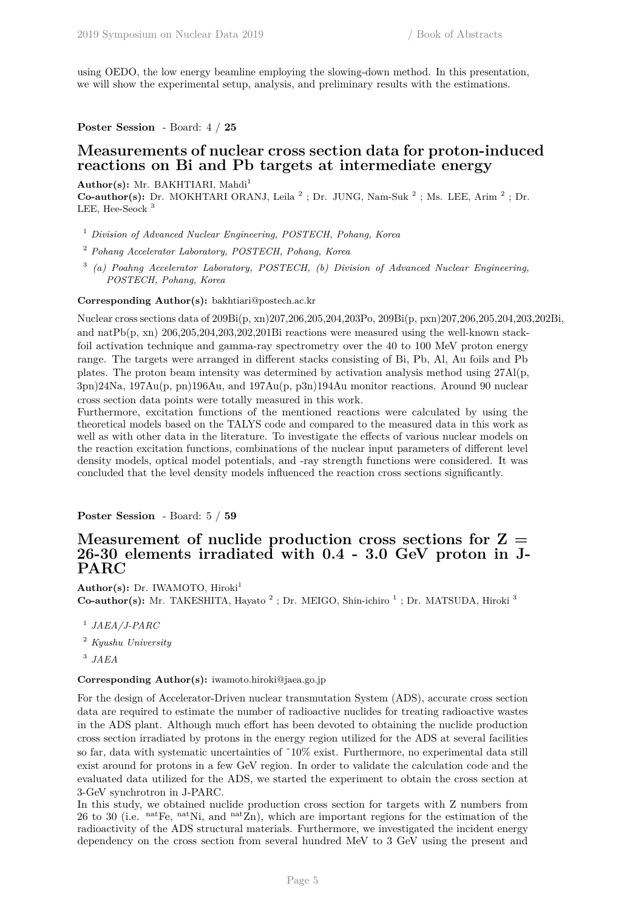using OEDO, the low energy beamline employing the slowing-down method. In this presentation, we will show the experimental setup, analysis, and preliminary results with the estimations.

**Poster Session** - Board: 4 / **25**

## Measurements of nuclear cross section data for proton-induced reactions on Bi and Pb targets at intermediate energy

**Author(s):** Mr. BAKHTIARI, Mahdi[1]

**Co-author(s):** Dr. MOKHTARI ORANJ, Leila [2] ; Dr. JUNG, Nam-Suk [2] ; Ms. LEE, Arim [2] ; Dr. LEE, Hee-Seock [3]

[1] *Division of Advanced Nuclear Engineering, POSTECH, Pohang, Korea*

[2] *Pohang Accelerator Laboratory, POSTECH, Pohang, Korea*

[3] *(a) Poahng Accelerator Laboratory, POSTECH, (b) Division of Advanced Nuclear Engineering, POSTECH, Pohang, Korea*

**Corresponding Author(s):** bakhtiari@postech.ac.kr

Nuclear cross sections data of 209Bi(p, xn)207,206,205,204,203Po, 209Bi(p, pxn)207,206,205,204,203,202Bi, and natPb(p, xn) 206,205,204,203,202,201Bi reactions were measured using the well-known stack-foil activation technique and gamma-ray spectrometry over the 40 to 100 MeV proton energy range. The targets were arranged in different stacks consisting of Bi, Pb, Al, Au foils and Pb plates. The proton beam intensity was determined by activation analysis method using 27Al(p, 3pn)24Na, 197Au(p, pn)196Au, and 197Au(p, p3n)194Au monitor reactions. Around 90 nuclear cross section data points were totally measured in this work.
Furthermore, excitation functions of the mentioned reactions were calculated by using the theoretical models based on the TALYS code and compared to the measured data in this work as well as with other data in the literature. To investigate the effects of various nuclear models on the reaction excitation functions, combinations of the nuclear input parameters of different level density models, optical model potentials, and -ray strength functions were considered. It was concluded that the level density models influenced the reaction cross sections significantly.

**Poster Session** - Board: 5 / **59**

## Measurement of nuclide production cross sections for Z = 26-30 elements irradiated with 0.4 - 3.0 GeV proton in J-PARC

**Author(s):** Dr. IWAMOTO, Hiroki[1]

**Co-author(s):** Mr. TAKESHITA, Hayato [2] ; Dr. MEIGO, Shin-ichiro [1] ; Dr. MATSUDA, Hiroki [3]

[1] *JAEA/J-PARC*

[2] *Kyushu University*

[3] *JAEA*

**Corresponding Author(s):** iwamoto.hiroki@jaea.go.jp

For the design of Accelerator-Driven nuclear transmutation System (ADS), accurate cross section data are required to estimate the number of radioactive nuclides for treating radioactive wastes in the ADS plant. Although much effort has been devoted to obtaining the nuclide production cross section irradiated by protons in the energy region utilized for the ADS at several facilities so far, data with systematic uncertainties of ~10% exist. Furthermore, no experimental data still exist around for protons in a few GeV region. In order to validate the calculation code and the evaluated data utilized for the ADS, we started the experiment to obtain the cross section at 3-GeV synchrotron in J-PARC.
In this study, we obtained nuclide production cross section for targets with Z numbers from 26 to 30 (i.e. $^{nat}$Fe, $^{nat}$Ni, and $^{nat}$Zn), which are important regions for the estimation of the radioactivity of the ADS structural materials. Furthermore, we investigated the incident energy dependency on the cross section from several hundred MeV to 3 GeV using the present and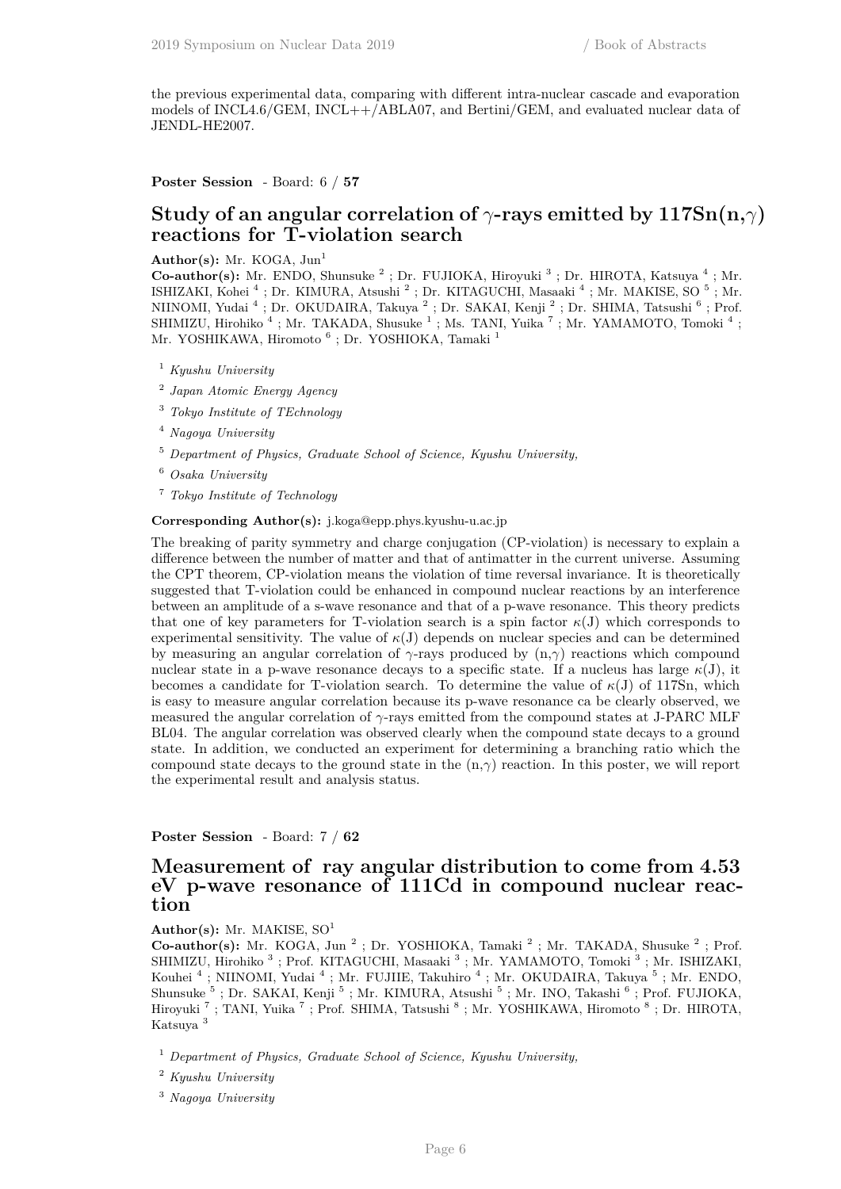the previous experimental data, comparing with different intra-nuclear cascade and evaporation models of INCL4.6/GEM, INCL++/ABLA07, and Bertini/GEM, and evaluated nuclear data of JENDL-HE2007.

**Poster Session** - Board: 6 / **57**

## Study of an angular correlation of $\gamma$-rays emitted by 117Sn(n,$\gamma$) reactions for T-violation search

**Author(s):** Mr. KOGA, Jun[1]

**Co-author(s):** Mr. ENDO, Shunsuke [2] ; Dr. FUJIOKA, Hiroyuki [3] ; Dr. HIROTA, Katsuya [4] ; Mr. ISHIZAKI, Kohei [4] ; Dr. KIMURA, Atsushi [2] ; Dr. KITAGUCHI, Masaaki [4] ; Mr. MAKISE, SO [5] ; Mr. NIINOMI, Yudai [4] ; Dr. OKUDAIRA, Takuya [2] ; Dr. SAKAI, Kenji [2] ; Dr. SHIMA, Tatsushi [6] ; Prof. SHIMIZU, Hirohiko [4] ; Mr. TAKADA, Shusuke [1] ; Ms. TANI, Yuika [7] ; Mr. YAMAMOTO, Tomoki [4] ; Mr. YOSHIKAWA, Hiromoto [6] ; Dr. YOSHIOKA, Tamaki [1]

[1] *Kyushu University*

[2] *Japan Atomic Energy Agency*

[3] *Tokyo Institute of TEchnology*

[4] *Nagoya University*

[5] *Department of Physics, Graduate School of Science, Kyushu University,*

[6] *Osaka University*

[7] *Tokyo Institute of Technology*

**Corresponding Author(s):** j.koga@epp.phys.kyushu-u.ac.jp

The breaking of parity symmetry and charge conjugation (CP-violation) is necessary to explain a difference between the number of matter and that of antimatter in the current universe. Assuming the CPT theorem, CP-violation means the violation of time reversal invariance. It is theoretically suggested that T-violation could be enhanced in compound nuclear reactions by an interference between an amplitude of a s-wave resonance and that of a p-wave resonance. This theory predicts that one of key parameters for T-violation search is a spin factor $\kappa$(J) which corresponds to experimental sensitivity. The value of $\kappa$(J) depends on nuclear species and can be determined by measuring an angular correlation of $\gamma$-rays produced by (n,$\gamma$) reactions which compound nuclear state in a p-wave resonance decays to a specific state. If a nucleus has large $\kappa$(J), it becomes a candidate for T-violation search. To determine the value of $\kappa$(J) of 117Sn, which is easy to measure angular correlation because its p-wave resonance ca be clearly observed, we measured the angular correlation of $\gamma$-rays emitted from the compound states at J-PARC MLF BL04. The angular correlation was observed clearly when the compound state decays to a ground state. In addition, we conducted an experiment for determining a branching ratio which the compound state decays to the ground state in the (n,$\gamma$) reaction. In this poster, we will report the experimental result and analysis status.

**Poster Session** - Board: 7 / **62**

## Measurement of ray angular distribution to come from 4.53 eV p-wave resonance of 111Cd in compound nuclear reaction

**Author(s):** Mr. MAKISE, SO[1]

**Co-author(s):** Mr. KOGA, Jun [2] ; Dr. YOSHIOKA, Tamaki [2] ; Mr. TAKADA, Shusuke [2] ; Prof. SHIMIZU, Hirohiko [3] ; Prof. KITAGUCHI, Masaaki [3] ; Mr. YAMAMOTO, Tomoki [3] ; Mr. ISHIZAKI, Kouhei [4] ; NIINOMI, Yudai [4] ; Mr. FUJIIE, Takuhiro [4] ; Mr. OKUDAIRA, Takuya [5] ; Mr. ENDO, Shunsuke [5] ; Dr. SAKAI, Kenji [5] ; Mr. KIMURA, Atsushi [5] ; Mr. INO, Takashi [6] ; Prof. FUJIOKA, Hiroyuki [7] ; TANI, Yuika [7] ; Prof. SHIMA, Tatsushi [8] ; Mr. YOSHIKAWA, Hiromoto [8] ; Dr. HIROTA, Katsuya [3]

[1] *Department of Physics, Graduate School of Science, Kyushu University,*

[2] *Kyushu University*

[3] *Nagoya University*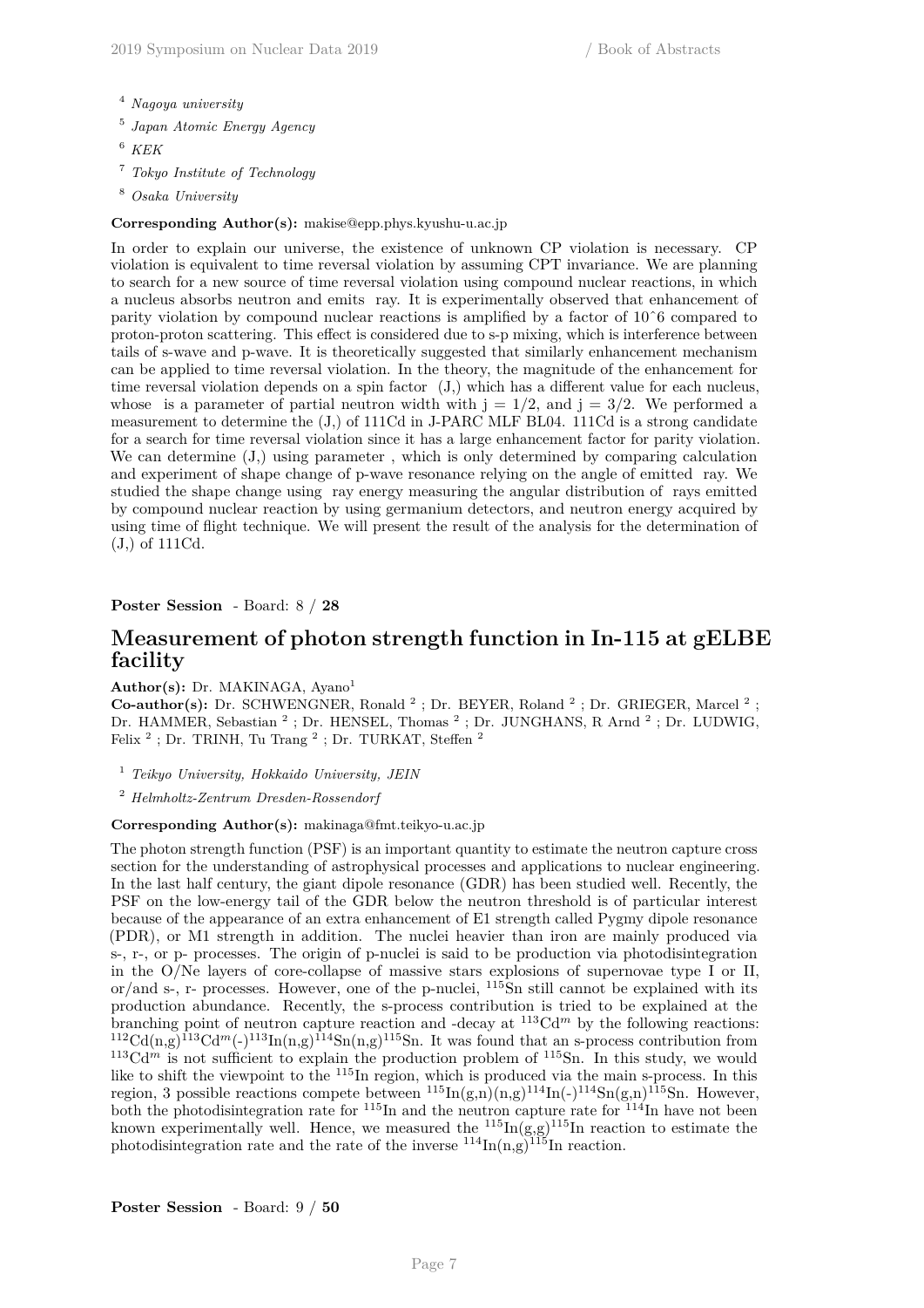[4] *Nagoya university*

[5] *Japan Atomic Energy Agency*

[6] *KEK*

[7] *Tokyo Institute of Technology*

[8] *Osaka University*

**Corresponding Author(s):** makise@epp.phys.kyushu-u.ac.jp

In order to explain our universe, the existence of unknown CP violation is necessary. CP violation is equivalent to time reversal violation by assuming CPT invariance. We are planning to search for a new source of time reversal violation using compound nuclear reactions, in which a nucleus absorbs neutron and emits ray. It is experimentally observed that enhancement of parity violation by compound nuclear reactions is amplified by a factor of 10ˆ6 compared to proton-proton scattering. This effect is considered due to s-p mixing, which is interference between tails of s-wave and p-wave. It is theoretically suggested that similarly enhancement mechanism can be applied to time reversal violation. In the theory, the magnitude of the enhancement for time reversal violation depends on a spin factor (J,) which has a different value for each nucleus, whose is a parameter of partial neutron width with j = 1/2, and j = 3/2. We performed a measurement to determine the (J,) of 111Cd in J-PARC MLF BL04. 111Cd is a strong candidate for a search for time reversal violation since it has a large enhancement factor for parity violation. We can determine (J,) using parameter , which is only determined by comparing calculation and experiment of shape change of p-wave resonance relying on the angle of emitted ray. We studied the shape change using ray energy measuring the angular distribution of rays emitted by compound nuclear reaction by using germanium detectors, and neutron energy acquired by using time of flight technique. We will present the result of the analysis for the determination of (J,) of 111Cd.

**Poster Session** - Board: 8 / **28**

## Measurement of photon strength function in In-115 at gELBE facility

**Author(s):** Dr. MAKINAGA, Ayano[1]

**Co-author(s):** Dr. SCHWENGNER, Ronald [2] ; Dr. BEYER, Roland [2] ; Dr. GRIEGER, Marcel [2] ; Dr. HAMMER, Sebastian [2] ; Dr. HENSEL, Thomas [2] ; Dr. JUNGHANS, R Arnd [2] ; Dr. LUDWIG, Felix [2] ; Dr. TRINH, Tu Trang [2] ; Dr. TURKAT, Steffen [2]

[1] *Teikyo University, Hokkaido University, JEIN*

[2] *Helmholtz-Zentrum Dresden-Rossendorf*

**Corresponding Author(s):** makinaga@fmt.teikyo-u.ac.jp

The photon strength function (PSF) is an important quantity to estimate the neutron capture cross section for the understanding of astrophysical processes and applications to nuclear engineering. In the last half century, the giant dipole resonance (GDR) has been studied well. Recently, the PSF on the low-energy tail of the GDR below the neutron threshold is of particular interest because of the appearance of an extra enhancement of E1 strength called Pygmy dipole resonance (PDR), or M1 strength in addition. The nuclei heavier than iron are mainly produced via s-, r-, or p- processes. The origin of p-nuclei is said to be production via photodisintegration in the O/Ne layers of core-collapse of massive stars explosions of supernovae type I or II, or/and s-, r- processes. However, one of the p-nuclei, $^{115}$Sn still cannot be explained with its production abundance. Recently, the s-process contribution is tried to be explained at the branching point of neutron capture reaction and -decay at $^{113}$Cd$^{m}$ by the following reactions: $^{112}$Cd(n,g)$^{113}$Cd$^{m}$(-)$^{113}$In(n,g)$^{114}$Sn(n,g)$^{115}$Sn. It was found that an s-process contribution from $^{113}$Cd$^{m}$ is not sufficient to explain the production problem of $^{115}$Sn. In this study, we would like to shift the viewpoint to the $^{115}$In region, which is produced via the main s-process. In this region, 3 possible reactions compete between $^{115}$In(g,n)(n,g)$^{114}$In(-)$^{114}$Sn(g,n)$^{115}$Sn. However, both the photodisintegration rate for $^{115}$In and the neutron capture rate for $^{114}$In have not been known experimentally well. Hence, we measured the $^{115}$In(g,g)$^{115}$In reaction to estimate the photodisintegration rate and the rate of the inverse $^{114}$In(n,g)$^{115}$In reaction.

**Poster Session** - Board: 9 / **50**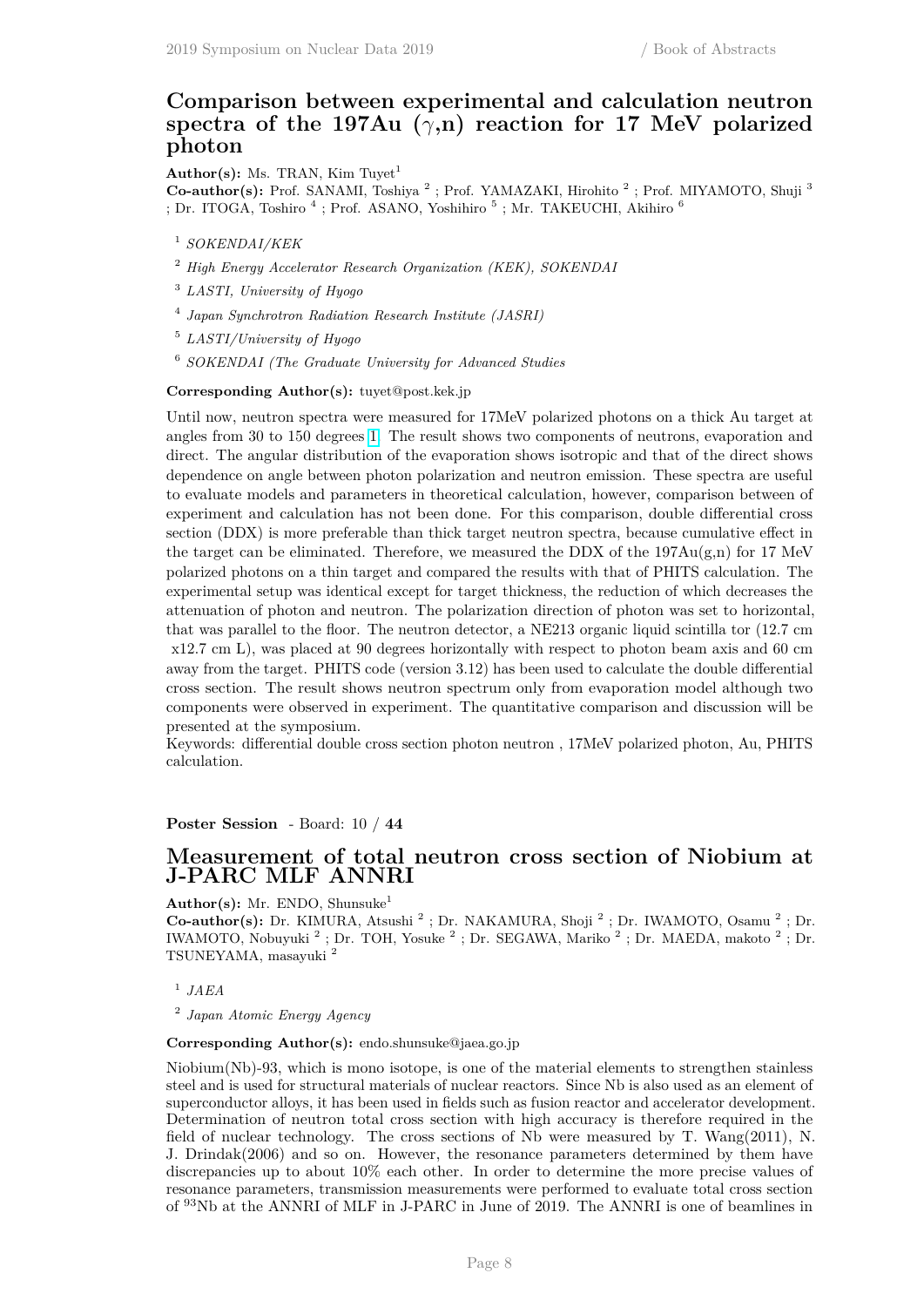## Comparison between experimental and calculation neutron spectra of the 197Au ($\gamma$,n) reaction for 17 MeV polarized photon

**Author(s):** Ms. TRAN, Kim Tuyet[1]

**Co-author(s):** Prof. SANAMI, Toshiya [2] ; Prof. YAMAZAKI, Hirohito [2] ; Prof. MIYAMOTO, Shuji [3] ; Dr. ITOGA, Toshiro [4] ; Prof. ASANO, Yoshihiro [5] ; Mr. TAKEUCHI, Akihiro [6]

[1] *SOKENDAI/KEK*

[2] *High Energy Accelerator Research Organization (KEK), SOKENDAI*

[3] *LASTI, University of Hyogo*

[4] *Japan Synchrotron Radiation Research Institute (JASRI)*

[5] *LASTI/University of Hyogo*

[6] *SOKENDAI (The Graduate University for Advanced Studies*

**Corresponding Author(s):** tuyet@post.kek.jp

Until now, neutron spectra were measured for 17MeV polarized photons on a thick Au target at angles from 30 to 150 degrees [1]. The result shows two components of neutrons, evaporation and direct. The angular distribution of the evaporation shows isotropic and that of the direct shows dependence on angle between photon polarization and neutron emission. These spectra are useful to evaluate models and parameters in theoretical calculation, however, comparison between of experiment and calculation has not been done. For this comparison, double differential cross section (DDX) is more preferable than thick target neutron spectra, because cumulative effect in the target can be eliminated. Therefore, we measured the DDX of the 197Au(g,n) for 17 MeV polarized photons on a thin target and compared the results with that of PHITS calculation. The experimental setup was identical except for target thickness, the reduction of which decreases the attenuation of photon and neutron. The polarization direction of photon was set to horizontal, that was parallel to the floor. The neutron detector, a NE213 organic liquid scintilla tor (12.7 cm x12.7 cm L), was placed at 90 degrees horizontally with respect to photon beam axis and 60 cm away from the target. PHITS code (version 3.12) has been used to calculate the double differential cross section. The result shows neutron spectrum only from evaporation model although two components were observed in experiment. The quantitative comparison and discussion will be presented at the symposium.

Keywords: differential double cross section photon neutron , 17MeV polarized photon, Au, PHITS calculation.

**Poster Session** - Board: 10 / **44**

## Measurement of total neutron cross section of Niobium at J-PARC MLF ANNRI

**Author(s):** Mr. ENDO, Shunsuke[1]

**Co-author(s):** Dr. KIMURA, Atsushi [2] ; Dr. NAKAMURA, Shoji [2] ; Dr. IWAMOTO, Osamu [2] ; Dr. IWAMOTO, Nobuyuki [2] ; Dr. TOH, Yosuke [2] ; Dr. SEGAWA, Mariko [2] ; Dr. MAEDA, makoto [2] ; Dr. TSUNEYAMA, masayuki [2]

[1] *JAEA*

[2] *Japan Atomic Energy Agency*

**Corresponding Author(s):** endo.shunsuke@jaea.go.jp

Niobium(Nb)-93, which is mono isotope, is one of the material elements to strengthen stainless steel and is used for structural materials of nuclear reactors. Since Nb is also used as an element of superconductor alloys, it has been used in fields such as fusion reactor and accelerator development. Determination of neutron total cross section with high accuracy is therefore required in the field of nuclear technology. The cross sections of Nb were measured by T. Wang(2011), N. J. Drindak(2006) and so on. However, the resonance parameters determined by them have discrepancies up to about 10% each other. In order to determine the more precise values of resonance parameters, transmission measurements were performed to evaluate total cross section of $^{93}$Nb at the ANNRI of MLF in J-PARC in June of 2019. The ANNRI is one of beamlines in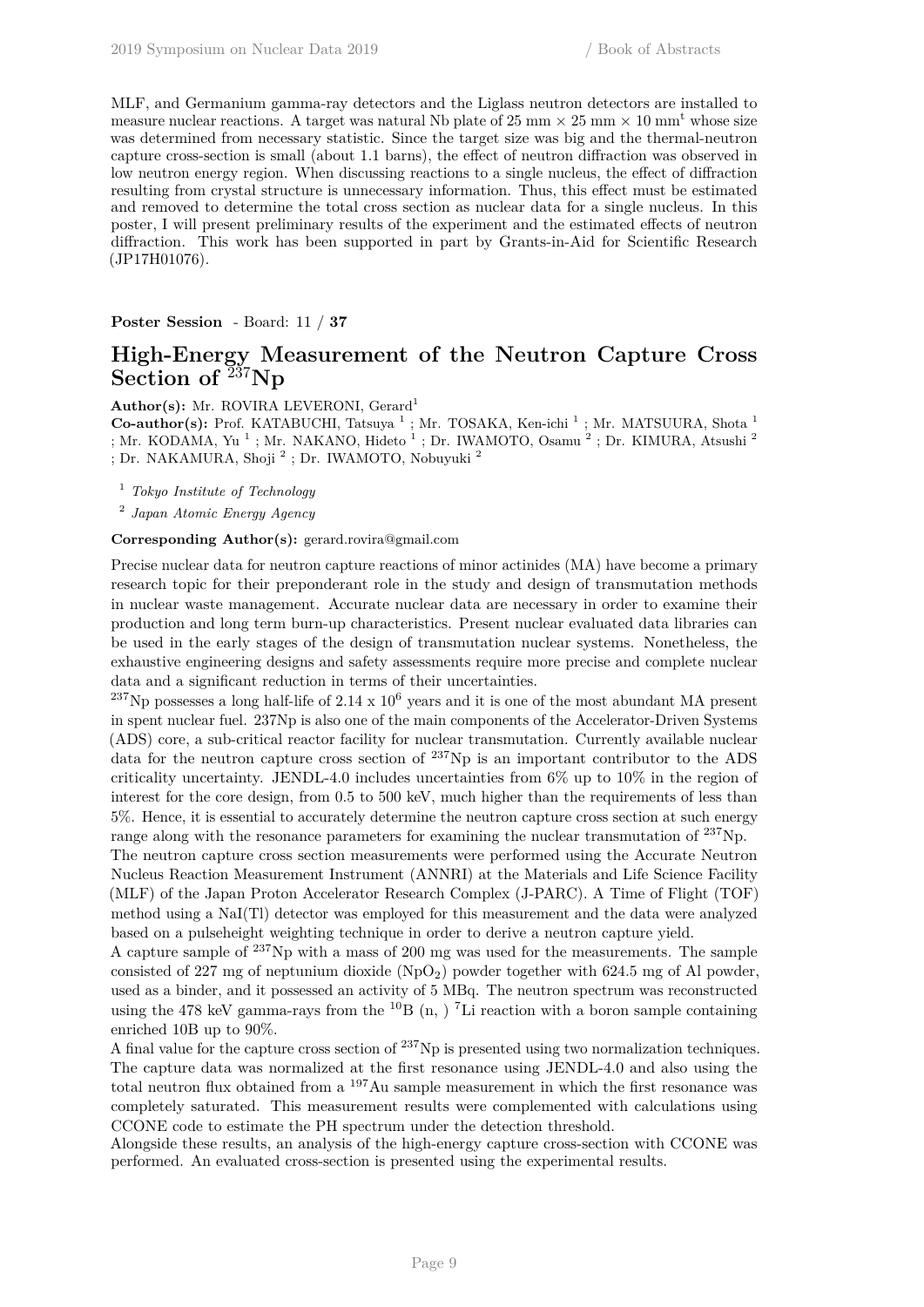MLF, and Germanium gamma-ray detectors and the Liglass neutron detectors are installed to measure nuclear reactions. A target was natural Nb plate of 25 mm × 25 mm × 10 mm$^t$ whose size was determined from necessary statistic. Since the target size was big and the thermal-neutron capture cross-section is small (about 1.1 barns), the effect of neutron diffraction was observed in low neutron energy region. When discussing reactions to a single nucleus, the effect of diffraction resulting from crystal structure is unnecessary information. Thus, this effect must be estimated and removed to determine the total cross section as nuclear data for a single nucleus. In this poster, I will present preliminary results of the experiment and the estimated effects of neutron diffraction. This work has been supported in part by Grants-in-Aid for Scientific Research (JP17H01076).

**Poster Session** - Board: 11 / **37**

## High-Energy Measurement of the Neutron Capture Cross Section of $^{237}$Np

**Author(s):** Mr. ROVIRA LEVERONI, Gerard[1]

**Co-author(s):** Prof. KATABUCHI, Tatsuya [1] ; Mr. TOSAKA, Ken-ichi [1] ; Mr. MATSUURA, Shota [1] ; Mr. KODAMA, Yu [1] ; Mr. NAKANO, Hideto [1] ; Dr. IWAMOTO, Osamu [2] ; Dr. KIMURA, Atsushi [2] ; Dr. NAKAMURA, Shoji [2] ; Dr. IWAMOTO, Nobuyuki [2]

[1] *Tokyo Institute of Technology*

[2] *Japan Atomic Energy Agency*

**Corresponding Author(s):** gerard.rovira@gmail.com

Precise nuclear data for neutron capture reactions of minor actinides (MA) have become a primary research topic for their preponderant role in the study and design of transmutation methods in nuclear waste management. Accurate nuclear data are necessary in order to examine their production and long term burn-up characteristics. Present nuclear evaluated data libraries can be used in the early stages of the design of transmutation nuclear systems. Nonetheless, the exhaustive engineering designs and safety assessments require more precise and complete nuclear data and a significant reduction in terms of their uncertainties.

$^{237}$Np possesses a long half-life of 2.14 x $10^6$ years and it is one of the most abundant MA present in spent nuclear fuel. 237Np is also one of the main components of the Accelerator-Driven Systems (ADS) core, a sub-critical reactor facility for nuclear transmutation. Currently available nuclear data for the neutron capture cross section of $^{237}$Np is an important contributor to the ADS criticality uncertainty. JENDL-4.0 includes uncertainties from 6% up to 10% in the region of interest for the core design, from 0.5 to 500 keV, much higher than the requirements of less than 5%. Hence, it is essential to accurately determine the neutron capture cross section at such energy range along with the resonance parameters for examining the nuclear transmutation of $^{237}$Np.

The neutron capture cross section measurements were performed using the Accurate Neutron Nucleus Reaction Measurement Instrument (ANNRI) at the Materials and Life Science Facility (MLF) of the Japan Proton Accelerator Research Complex (J-PARC). A Time of Flight (TOF) method using a NaI(Tl) detector was employed for this measurement and the data were analyzed based on a pulseheight weighting technique in order to derive a neutron capture yield.

A capture sample of $^{237}$Np with a mass of 200 mg was used for the measurements. The sample consisted of 227 mg of neptunium dioxide ($NpO_2$) powder together with 624.5 mg of Al powder, used as a binder, and it possessed an activity of 5 MBq. The neutron spectrum was reconstructed using the 478 keV gamma-rays from the $^{10}$B (n, ) $^7$Li reaction with a boron sample containing enriched 10B up to 90%.

A final value for the capture cross section of $^{237}$Np is presented using two normalization techniques. The capture data was normalized at the first resonance using JENDL-4.0 and also using the total neutron flux obtained from a $^{197}$Au sample measurement in which the first resonance was completely saturated. This measurement results were complemented with calculations using CCONE code to estimate the PH spectrum under the detection threshold.

Alongside these results, an analysis of the high-energy capture cross-section with CCONE was performed. An evaluated cross-section is presented using the experimental results.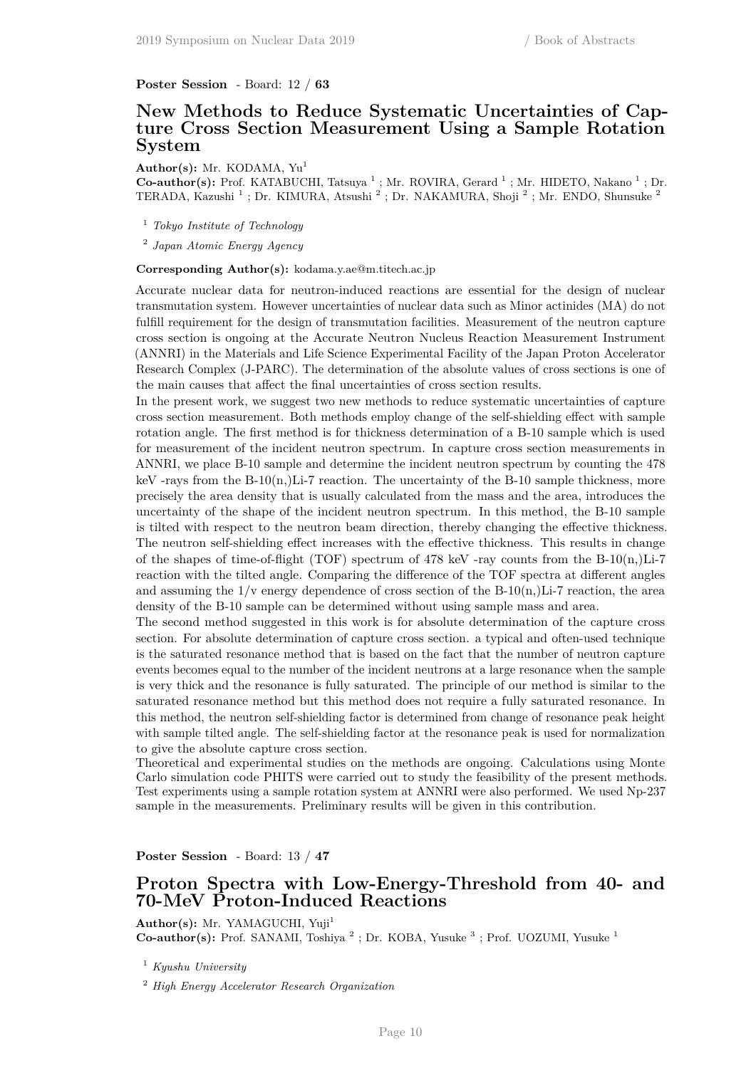**Poster Session** - Board: 12 / **63**

## New Methods to Reduce Systematic Uncertainties of Capture Cross Section Measurement Using a Sample Rotation System

**Author(s):** Mr. KODAMA, Yu[1]

**Co-author(s):** Prof. KATABUCHI, Tatsuya [1] ; Mr. ROVIRA, Gerard [1] ; Mr. HIDETO, Nakano [1] ; Dr. TERADA, Kazushi [1] ; Dr. KIMURA, Atsushi [2] ; Dr. NAKAMURA, Shoji [2] ; Mr. ENDO, Shunsuke [2]

[1] *Tokyo Institute of Technology*

[2] *Japan Atomic Energy Agency*

**Corresponding Author(s):** kodama.y.ae@m.titech.ac.jp

Accurate nuclear data for neutron-induced reactions are essential for the design of nuclear transmutation system. However uncertainties of nuclear data such as Minor actinides (MA) do not fulfill requirement for the design of transmutation facilities. Measurement of the neutron capture cross section is ongoing at the Accurate Neutron Nucleus Reaction Measurement Instrument (ANNRI) in the Materials and Life Science Experimental Facility of the Japan Proton Accelerator Research Complex (J-PARC). The determination of the absolute values of cross sections is one of the main causes that affect the final uncertainties of cross section results.

In the present work, we suggest two new methods to reduce systematic uncertainties of capture cross section measurement. Both methods employ change of the self-shielding effect with sample rotation angle. The first method is for thickness determination of a B-10 sample which is used for measurement of the incident neutron spectrum. In capture cross section measurements in ANNRI, we place B-10 sample and determine the incident neutron spectrum by counting the 478 keV -rays from the B-10(n,)Li-7 reaction. The uncertainty of the B-10 sample thickness, more precisely the area density that is usually calculated from the mass and the area, introduces the uncertainty of the shape of the incident neutron spectrum. In this method, the B-10 sample is tilted with respect to the neutron beam direction, thereby changing the effective thickness. The neutron self-shielding effect increases with the effective thickness. This results in change of the shapes of time-of-flight (TOF) spectrum of 478 keV -ray counts from the B-10(n,)Li-7 reaction with the tilted angle. Comparing the difference of the TOF spectra at different angles and assuming the 1/v energy dependence of cross section of the B-10(n,)Li-7 reaction, the area density of the B-10 sample can be determined without using sample mass and area.

The second method suggested in this work is for absolute determination of the capture cross section. For absolute determination of capture cross section. a typical and often-used technique is the saturated resonance method that is based on the fact that the number of neutron capture events becomes equal to the number of the incident neutrons at a large resonance when the sample is very thick and the resonance is fully saturated. The principle of our method is similar to the saturated resonance method but this method does not require a fully saturated resonance. In this method, the neutron self-shielding factor is determined from change of resonance peak height with sample tilted angle. The self-shielding factor at the resonance peak is used for normalization to give the absolute capture cross section.

Theoretical and experimental studies on the methods are ongoing. Calculations using Monte Carlo simulation code PHITS were carried out to study the feasibility of the present methods. Test experiments using a sample rotation system at ANNRI were also performed. We used Np-237 sample in the measurements. Preliminary results will be given in this contribution.

**Poster Session** - Board: 13 / **47**

## Proton Spectra with Low-Energy-Threshold from 40- and 70-MeV Proton-Induced Reactions

**Author(s):** Mr. YAMAGUCHI, Yuji[1]

**Co-author(s):** Prof. SANAMI, Toshiya [2] ; Dr. KOBA, Yusuke [3] ; Prof. UOZUMI, Yusuke [1]

[1] *Kyushu University*

[2] *High Energy Accelerator Research Organization*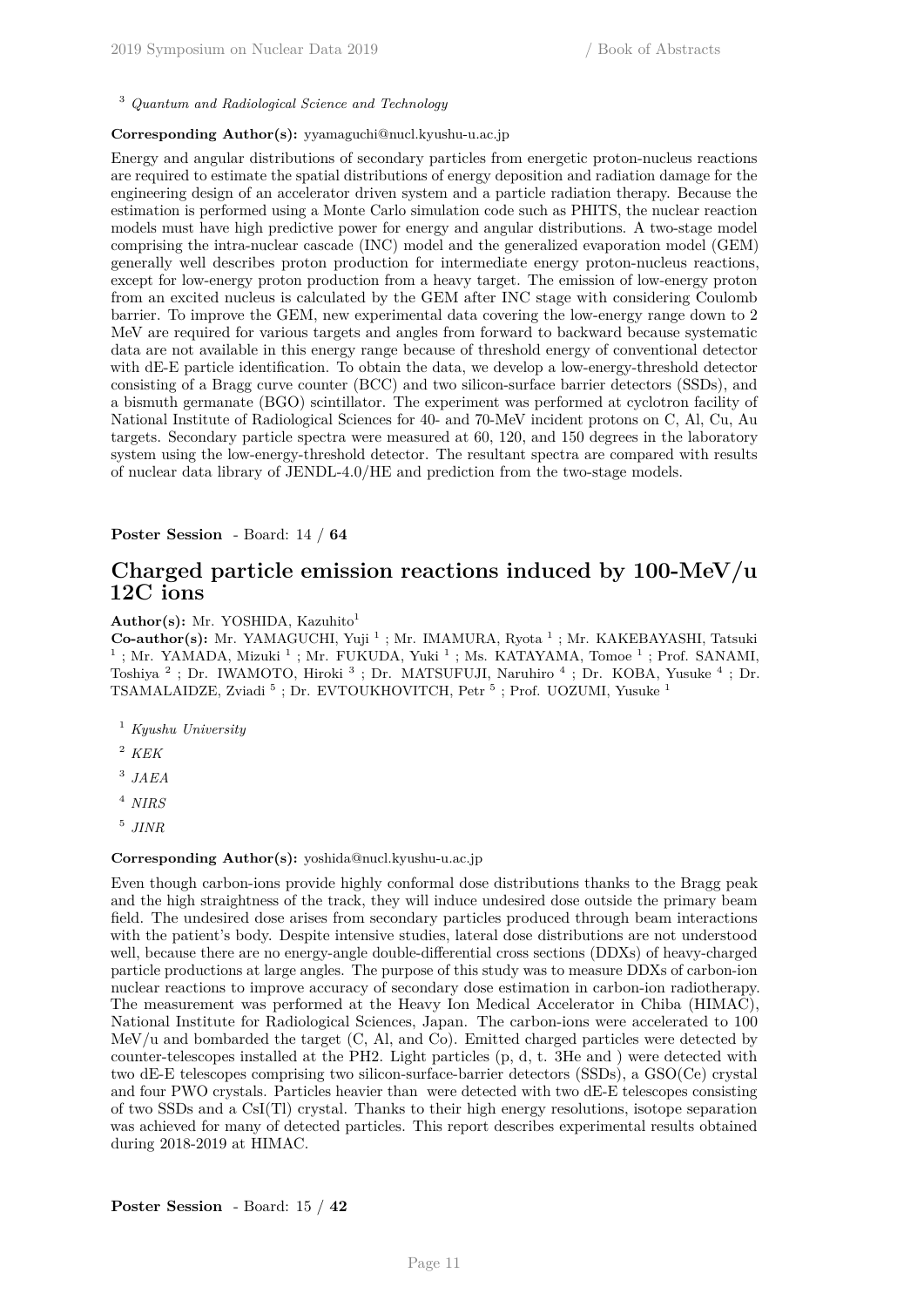[3] *Quantum and Radiological Science and Technology*

**Corresponding Author(s):** yyamaguchi@nucl.kyushu-u.ac.jp

Energy and angular distributions of secondary particles from energetic proton-nucleus reactions are required to estimate the spatial distributions of energy deposition and radiation damage for the engineering design of an accelerator driven system and a particle radiation therapy. Because the estimation is performed using a Monte Carlo simulation code such as PHITS, the nuclear reaction models must have high predictive power for energy and angular distributions. A two-stage model comprising the intra-nuclear cascade (INC) model and the generalized evaporation model (GEM) generally well describes proton production for intermediate energy proton-nucleus reactions, except for low-energy proton production from a heavy target. The emission of low-energy proton from an excited nucleus is calculated by the GEM after INC stage with considering Coulomb barrier. To improve the GEM, new experimental data covering the low-energy range down to 2 MeV are required for various targets and angles from forward to backward because systematic data are not available in this energy range because of threshold energy of conventional detector with dE-E particle identification. To obtain the data, we develop a low-energy-threshold detector consisting of a Bragg curve counter (BCC) and two silicon-surface barrier detectors (SSDs), and a bismuth germanate (BGO) scintillator. The experiment was performed at cyclotron facility of National Institute of Radiological Sciences for 40- and 70-MeV incident protons on C, Al, Cu, Au targets. Secondary particle spectra were measured at 60, 120, and 150 degrees in the laboratory system using the low-energy-threshold detector. The resultant spectra are compared with results of nuclear data library of JENDL-4.0/HE and prediction from the two-stage models.

**Poster Session** - Board: 14 / **64**

## Charged particle emission reactions induced by 100-MeV/u 12C ions

**Author(s):** Mr. YOSHIDA, Kazuhito[1]

**Co-author(s):** Mr. YAMAGUCHI, Yuji [1] ; Mr. IMAMURA, Ryota [1] ; Mr. KAKEBAYASHI, Tatsuki [1] ; Mr. YAMADA, Mizuki [1] ; Mr. FUKUDA, Yuki [1] ; Ms. KATAYAMA, Tomoe [1] ; Prof. SANAMI, Toshiya [2] ; Dr. IWAMOTO, Hiroki [3] ; Dr. MATSUFUJI, Naruhiro [4] ; Dr. KOBA, Yusuke [4] ; Dr. TSAMALAIDZE, Zviadi [5] ; Dr. EVTOUKHOVITCH, Petr [5] ; Prof. UOZUMI, Yusuke [1]

[1] *Kyushu University*

[2] *KEK*

[3] *JAEA*

[4] *NIRS*

[5] *JINR*

**Corresponding Author(s):** yoshida@nucl.kyushu-u.ac.jp

Even though carbon-ions provide highly conformal dose distributions thanks to the Bragg peak and the high straightness of the track, they will induce undesired dose outside the primary beam field. The undesired dose arises from secondary particles produced through beam interactions with the patient's body. Despite intensive studies, lateral dose distributions are not understood well, because there are no energy-angle double-differential cross sections (DDXs) of heavy-charged particle productions at large angles. The purpose of this study was to measure DDXs of carbon-ion nuclear reactions to improve accuracy of secondary dose estimation in carbon-ion radiotherapy. The measurement was performed at the Heavy Ion Medical Accelerator in Chiba (HIMAC), National Institute for Radiological Sciences, Japan. The carbon-ions were accelerated to 100 MeV/u and bombarded the target (C, Al, and Co). Emitted charged particles were detected by counter-telescopes installed at the PH2. Light particles (p, d, t. 3He and ) were detected with two dE-E telescopes comprising two silicon-surface-barrier detectors (SSDs), a GSO(Ce) crystal and four PWO crystals. Particles heavier than were detected with two dE-E telescopes consisting of two SSDs and a CsI(Tl) crystal. Thanks to their high energy resolutions, isotope separation was achieved for many of detected particles. This report describes experimental results obtained during 2018-2019 at HIMAC.

**Poster Session** - Board: 15 / **42**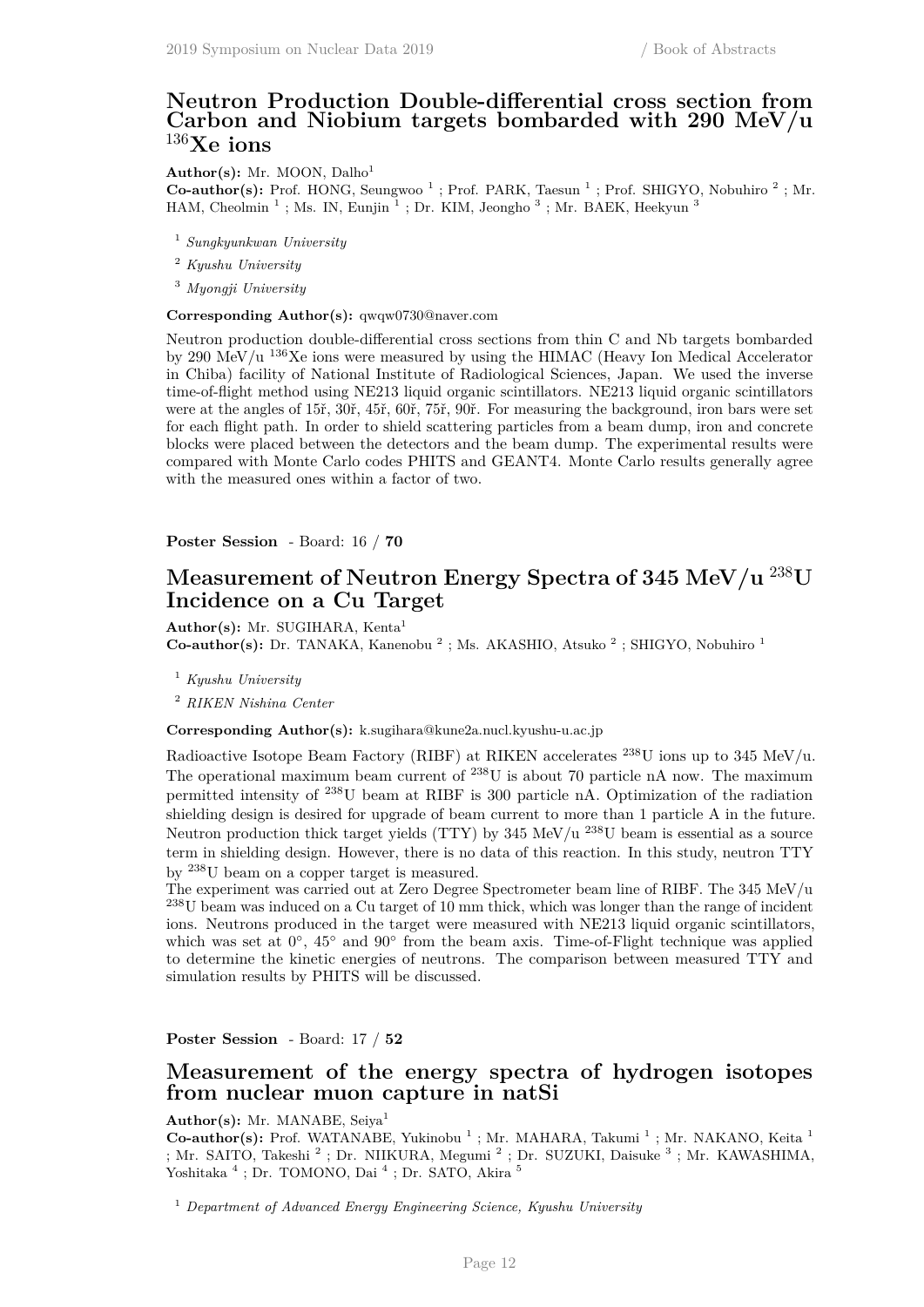## Neutron Production Double-differential cross section from Carbon and Niobium targets bombarded with 290 MeV/u $^{136}$Xe ions

**Author(s):** Mr. MOON, Dalho[1]

**Co-author(s):** Prof. HONG, Seungwoo [1] ; Prof. PARK, Taesun [1] ; Prof. SHIGYO, Nobuhiro [2] ; Mr. HAM, Cheolmin [1] ; Ms. IN, Eunjin [1] ; Dr. KIM, Jeongho [3] ; Mr. BAEK, Heekyun [3]

[1] *Sungkyunkwan University*

[2] *Kyushu University*

[3] *Myongji University*

**Corresponding Author(s):** qwqw0730@naver.com

Neutron production double-differential cross sections from thin C and Nb targets bombarded by 290 MeV/u $^{136}$Xe ions were measured by using the HIMAC (Heavy Ion Medical Accelerator in Chiba) facility of National Institute of Radiological Sciences, Japan. We used the inverse time-of-flight method using NE213 liquid organic scintillators. NE213 liquid organic scintillators were at the angles of 15ř, 30ř, 45ř, 60ř, 75ř, 90ř. For measuring the background, iron bars were set for each flight path. In order to shield scattering particles from a beam dump, iron and concrete blocks were placed between the detectors and the beam dump. The experimental results were compared with Monte Carlo codes PHITS and GEANT4. Monte Carlo results generally agree with the measured ones within a factor of two.

**Poster Session** - Board: 16 / **70**

## Measurement of Neutron Energy Spectra of 345 MeV/u $^{238}$U Incidence on a Cu Target

**Author(s):** Mr. SUGIHARA, Kenta[1]

**Co-author(s):** Dr. TANAKA, Kanenobu [2] ; Ms. AKASHIO, Atsuko [2] ; SHIGYO, Nobuhiro [1]

[1] *Kyushu University*

[2] *RIKEN Nishina Center*

**Corresponding Author(s):** k.sugihara@kune2a.nucl.kyushu-u.ac.jp

Radioactive Isotope Beam Factory (RIBF) at RIKEN accelerates $^{238}$U ions up to 345 MeV/u. The operational maximum beam current of $^{238}$U is about 70 particle nA now. The maximum permitted intensity of $^{238}$U beam at RIBF is 300 particle nA. Optimization of the radiation shielding design is desired for upgrade of beam current to more than 1 particle A in the future. Neutron production thick target yields (TTY) by 345 MeV/u $^{238}$U beam is essential as a source term in shielding design. However, there is no data of this reaction. In this study, neutron TTY by $^{238}$U beam on a copper target is measured.

The experiment was carried out at Zero Degree Spectrometer beam line of RIBF. The 345 MeV/u $^{238}$U beam was induced on a Cu target of 10 mm thick, which was longer than the range of incident ions. Neutrons produced in the target were measured with NE213 liquid organic scintillators, which was set at 0°, 45° and 90° from the beam axis. Time-of-Flight technique was applied to determine the kinetic energies of neutrons. The comparison between measured TTY and simulation results by PHITS will be discussed.

**Poster Session** - Board: 17 / **52**

## Measurement of the energy spectra of hydrogen isotopes from nuclear muon capture in natSi

**Author(s):** Mr. MANABE, Seiya[1]

**Co-author(s):** Prof. WATANABE, Yukinobu [1] ; Mr. MAHARA, Takumi [1] ; Mr. NAKANO, Keita [1] ; Mr. SAITO, Takeshi [2] ; Dr. NIIKURA, Megumi [2] ; Dr. SUZUKI, Daisuke [3] ; Mr. KAWASHIMA, Yoshitaka [4] ; Dr. TOMONO, Dai [4] ; Dr. SATO, Akira [5]

[1] *Department of Advanced Energy Engineering Science, Kyushu University*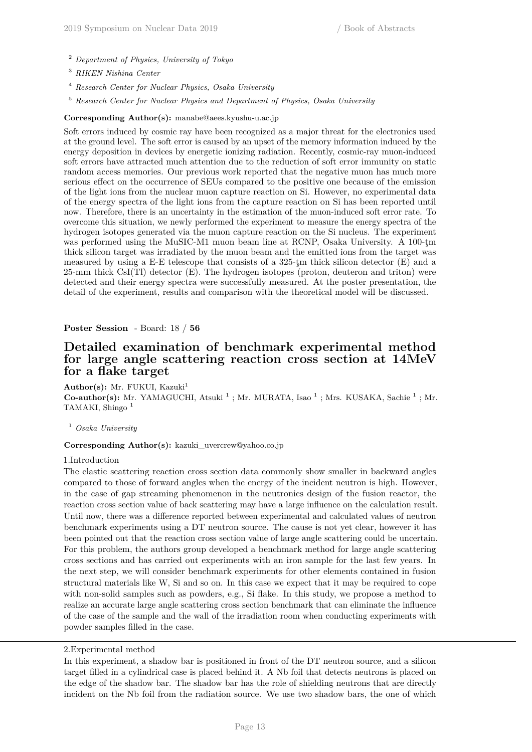[2] *Department of Physics, University of Tokyo*

[3] *RIKEN Nishina Center*

[4] *Research Center for Nuclear Physics, Osaka University*

[5] *Research Center for Nuclear Physics and Department of Physics, Osaka University*

**Corresponding Author(s):** manabe@aees.kyushu-u.ac.jp

Soft errors induced by cosmic ray have been recognized as a major threat for the electronics used at the ground level. The soft error is caused by an upset of the memory information induced by the energy deposition in devices by energetic ionizing radiation. Recently, cosmic-ray muon-induced soft errors have attracted much attention due to the reduction of soft error immunity on static random access memories. Our previous work reported that the negative muon has much more serious effect on the occurrence of SEUs compared to the positive one because of the emission of the light ions from the nuclear muon capture reaction on Si. However, no experimental data of the energy spectra of the light ions from the capture reaction on Si has been reported until now. Therefore, there is an uncertainty in the estimation of the muon-induced soft error rate. To overcome this situation, we newly performed the experiment to measure the energy spectra of the hydrogen isotopes generated via the muon capture reaction on the Si nucleus. The experiment was performed using the MuSIC-M1 muon beam line at RCNP, Osaka University. A 100-ţm thick silicon target was irradiated by the muon beam and the emitted ions from the target was measured by using a E-E telescope that consists of a 325-ţm thick silicon detector (E) and a 25-mm thick CsI(Tl) detector (E). The hydrogen isotopes (proton, deuteron and triton) were detected and their energy spectra were successfully measured. At the poster presentation, the detail of the experiment, results and comparison with the theoretical model will be discussed.

**Poster Session** - Board: 18 / **56**

## Detailed examination of benchmark experimental method for large angle scattering reaction cross section at 14MeV for a flake target

**Author(s):** Mr. FUKUI, Kazuki[1]

**Co-author(s):** Mr. YAMAGUCHI, Atsuki [1] ; Mr. MURATA, Isao [1] ; Mrs. KUSAKA, Sachie [1] ; Mr. TAMAKI, Shingo [1]

[1] *Osaka University*

**Corresponding Author(s):** kazuki_uvercrew@yahoo.co.jp

1.Introduction

The elastic scattering reaction cross section data commonly show smaller in backward angles compared to those of forward angles when the energy of the incident neutron is high. However, in the case of gap streaming phenomenon in the neutronics design of the fusion reactor, the reaction cross section value of back scattering may have a large influence on the calculation result. Until now, there was a difference reported between experimental and calculated values of neutron benchmark experiments using a DT neutron source. The cause is not yet clear, however it has been pointed out that the reaction cross section value of large angle scattering could be uncertain. For this problem, the authors group developed a benchmark method for large angle scattering cross sections and has carried out experiments with an iron sample for the last few years. In the next step, we will consider benchmark experiments for other elements contained in fusion structural materials like W, Si and so on. In this case we expect that it may be required to cope with non-solid samples such as powders, e.g., Si flake. In this study, we propose a method to realize an accurate large angle scattering cross section benchmark that can eliminate the influence of the case of the sample and the wall of the irradiation room when conducting experiments with powder samples filled in the case.

---

2.Experimental method

In this experiment, a shadow bar is positioned in front of the DT neutron source, and a silicon target filled in a cylindrical case is placed behind it. A Nb foil that detects neutrons is placed on the edge of the shadow bar. The shadow bar has the role of shielding neutrons that are directly incident on the Nb foil from the radiation source. We use two shadow bars, the one of which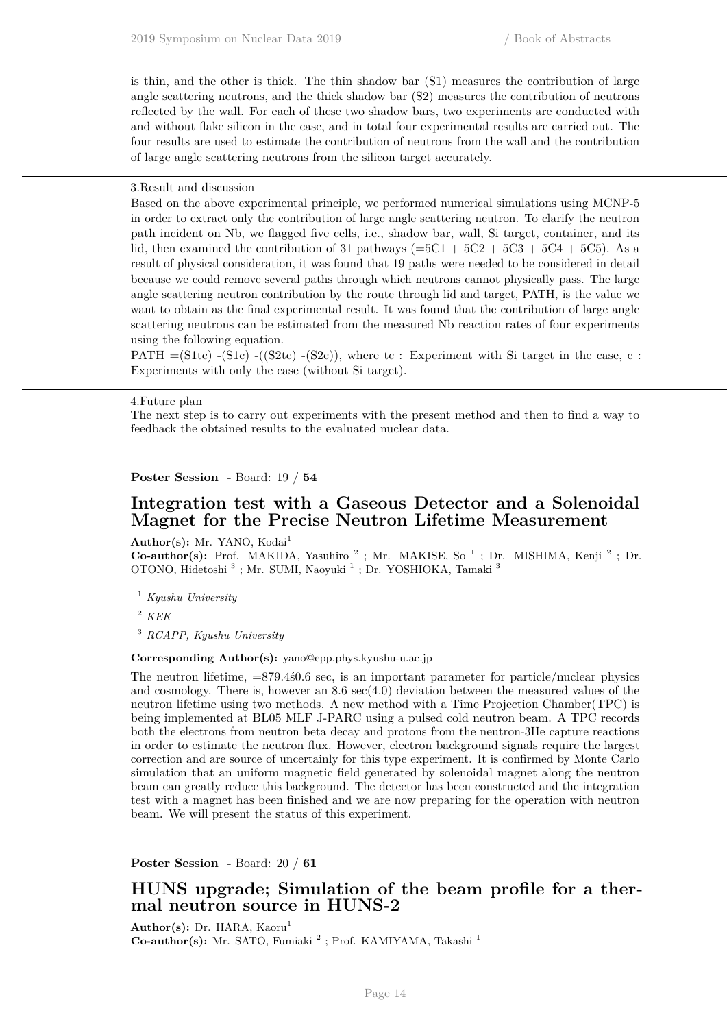is thin, and the other is thick. The thin shadow bar (S1) measures the contribution of large angle scattering neutrons, and the thick shadow bar (S2) measures the contribution of neutrons reflected by the wall. For each of these two shadow bars, two experiments are conducted with and without flake silicon in the case, and in total four experimental results are carried out. The four results are used to estimate the contribution of neutrons from the wall and the contribution of large angle scattering neutrons from the silicon target accurately.

3.Result and discussion

Based on the above experimental principle, we performed numerical simulations using MCNP-5 in order to extract only the contribution of large angle scattering neutron. To clarify the neutron path incident on Nb, we flagged five cells, i.e., shadow bar, wall, Si target, container, and its lid, then examined the contribution of 31 pathways (=5C1 + 5C2 + 5C3 + 5C4 + 5C5). As a result of physical consideration, it was found that 19 paths were needed to be considered in detail because we could remove several paths through which neutrons cannot physically pass. The large angle scattering neutron contribution by the route through lid and target, PATH, is the value we want to obtain as the final experimental result. It was found that the contribution of large angle scattering neutrons can be estimated from the measured Nb reaction rates of four experiments using the following equation.

PATH =(S1tc) -(S1c) -((S2tc) -(S2c)), where tc : Experiment with Si target in the case, c : Experiments with only the case (without Si target).

4.Future plan

The next step is to carry out experiments with the present method and then to find a way to feedback the obtained results to the evaluated nuclear data.

**Poster Session** - Board: 19 / **54**

## Integration test with a Gaseous Detector and a Solenoidal Magnet for the Precise Neutron Lifetime Measurement

**Author(s):** Mr. YANO, Kodai[1]

**Co-author(s):** Prof. MAKIDA, Yasuhiro [2] ; Mr. MAKISE, So [1] ; Dr. MISHIMA, Kenji [2] ; Dr. OTONO, Hidetoshi [3] ; Mr. SUMI, Naoyuki [1] ; Dr. YOSHIOKA, Tamaki [3]

[1] *Kyushu University*

[2] *KEK*

[3] *RCAPP, Kyushu University*

**Corresponding Author(s):** yano@epp.phys.kyushu-u.ac.jp

The neutron lifetime, =879.4ś0.6 sec, is an important parameter for particle/nuclear physics and cosmology. There is, however an 8.6 sec(4.0) deviation between the measured values of the neutron lifetime using two methods. A new method with a Time Projection Chamber(TPC) is being implemented at BL05 MLF J-PARC using a pulsed cold neutron beam. A TPC records both the electrons from neutron beta decay and protons from the neutron-3He capture reactions in order to estimate the neutron flux. However, electron background signals require the largest correction and are source of uncertainly for this type experiment. It is confirmed by Monte Carlo simulation that an uniform magnetic field generated by solenoidal magnet along the neutron beam can greatly reduce this background. The detector has been constructed and the integration test with a magnet has been finished and we are now preparing for the operation with neutron beam. We will present the status of this experiment.

**Poster Session** - Board: 20 / **61**

## HUNS upgrade; Simulation of the beam profile for a thermal neutron source in HUNS-2

**Author(s):** Dr. HARA, Kaoru[1]

**Co-author(s):** Mr. SATO, Fumiaki [2] ; Prof. KAMIYAMA, Takashi [1]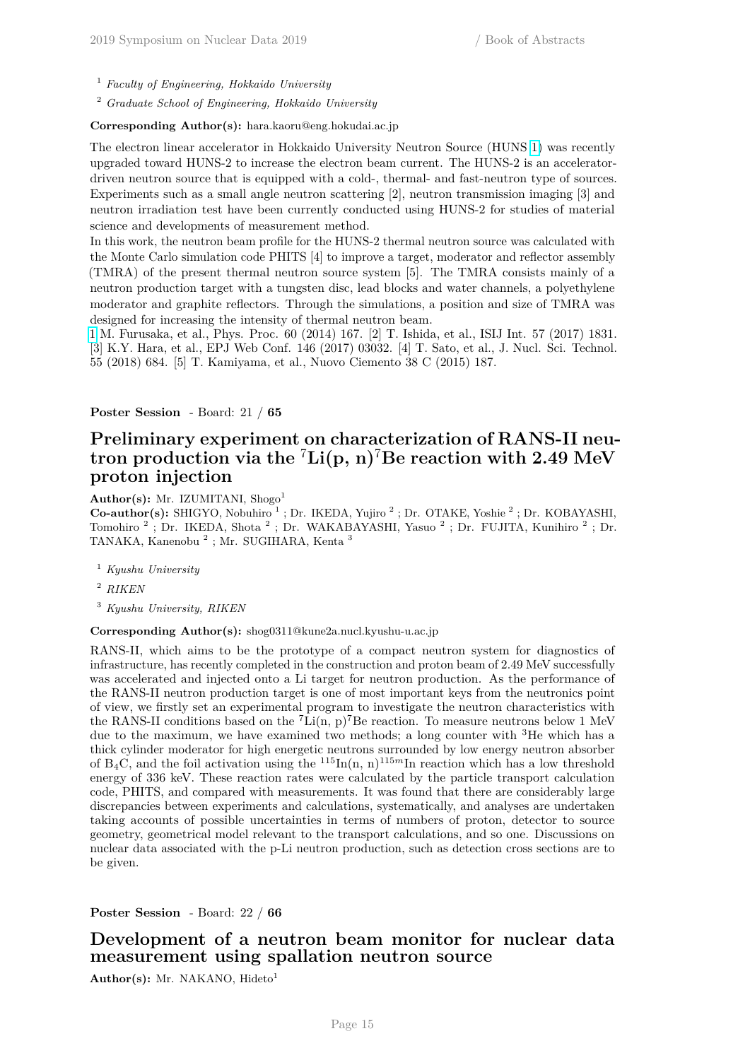[1] *Faculty of Engineering, Hokkaido University*

[2] *Graduate School of Engineering, Hokkaido University*

**Corresponding Author(s):** hara.kaoru@eng.hokudai.ac.jp

The electron linear accelerator in Hokkaido University Neutron Source (HUNS [1]) was recently upgraded toward HUNS-2 to increase the electron beam current. The HUNS-2 is an accelerator-driven neutron source that is equipped with a cold-, thermal- and fast-neutron type of sources. Experiments such as a small angle neutron scattering [2], neutron transmission imaging [3] and neutron irradiation test have been currently conducted using HUNS-2 for studies of material science and developments of measurement method.
In this work, the neutron beam profile for the HUNS-2 thermal neutron source was calculated with the Monte Carlo simulation code PHITS [4] to improve a target, moderator and reflector assembly (TMRA) of the present thermal neutron source system [5]. The TMRA consists mainly of a neutron production target with a tungsten disc, lead blocks and water channels, a polyethylene moderator and graphite reflectors. Through the simulations, a position and size of TMRA was designed for increasing the intensity of thermal neutron beam.
[1] M. Furusaka, et al., Phys. Proc. 60 (2014) 167. [2] T. Ishida, et al., ISIJ Int. 57 (2017) 1831. [3] K.Y. Hara, et al., EPJ Web Conf. 146 (2017) 03032. [4] T. Sato, et al., J. Nucl. Sci. Technol. 55 (2018) 684. [5] T. Kamiyama, et al., Nuovo Ciemento 38 C (2015) 187.

**Poster Session** - Board: 21 / **65**

## Preliminary experiment on characterization of RANS-II neutron production via the $^{7}$Li(p, n)$^{7}$Be reaction with 2.49 MeV proton injection

**Author(s):** Mr. IZUMITANI, Shogo[1]
**Co-author(s):** SHIGYO, Nobuhiro [1] ; Dr. IKEDA, Yujiro [2] ; Dr. OTAKE, Yoshie [2] ; Dr. KOBAYASHI, Tomohiro [2] ; Dr. IKEDA, Shota [2] ; Dr. WAKABAYASHI, Yasuo [2] ; Dr. FUJITA, Kunihiro [2] ; Dr. TANAKA, Kanenobu [2] ; Mr. SUGIHARA, Kenta [3]

[1] *Kyushu University*

[2] *RIKEN*

[3] *Kyushu University, RIKEN*

**Corresponding Author(s):** shog0311@kune2a.nucl.kyushu-u.ac.jp

RANS-II, which aims to be the prototype of a compact neutron system for diagnostics of infrastructure, has recently completed in the construction and proton beam of 2.49 MeV successfully was accelerated and injected onto a Li target for neutron production. As the performance of the RANS-II neutron production target is one of most important keys from the neutronics point of view, we firstly set an experimental program to investigate the neutron characteristics with the RANS-II conditions based on the $^{7}$Li(n, p)$^{7}$Be reaction. To measure neutrons below 1 MeV due to the maximum, we have examined two methods; a long counter with $^{3}$He which has a thick cylinder moderator for high energetic neutrons surrounded by low energy neutron absorber of $B_4C$, and the foil activation using the $^{115}$In(n, n)$^{115m}$In reaction which has a low threshold energy of 336 keV. These reaction rates were calculated by the particle transport calculation code, PHITS, and compared with measurements. It was found that there are considerably large discrepancies between experiments and calculations, systematically, and analyses are undertaken taking accounts of possible uncertainties in terms of numbers of proton, detector to source geometry, geometrical model relevant to the transport calculations, and so one. Discussions on nuclear data associated with the p-Li neutron production, such as detection cross sections are to be given.

**Poster Session** - Board: 22 / **66**

## Development of a neutron beam monitor for nuclear data measurement using spallation neutron source

**Author(s):** Mr. NAKANO, Hideto[1]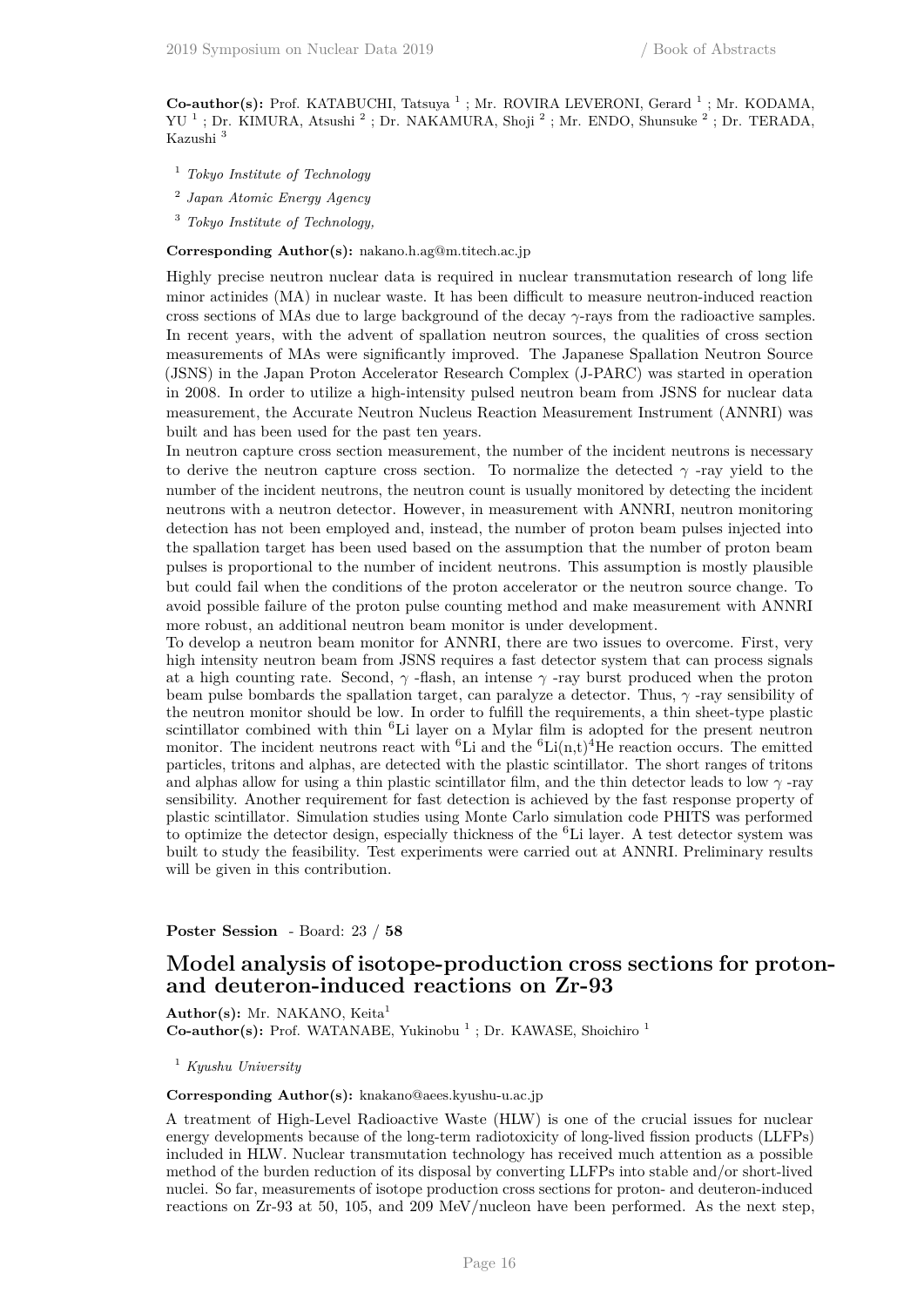**Co-author(s):** Prof. KATABUCHI, Tatsuya [1] ; Mr. ROVIRA LEVERONI, Gerard [1] ; Mr. KODAMA, YU [1] ; Dr. KIMURA, Atsushi [2] ; Dr. NAKAMURA, Shoji [2] ; Mr. ENDO, Shunsuke [2] ; Dr. TERADA, Kazushi [3]

[1] *Tokyo Institute of Technology*

[2] *Japan Atomic Energy Agency*

[3] *Tokyo Institute of Technology,*

**Corresponding Author(s):** nakano.h.ag@m.titech.ac.jp

Highly precise neutron nuclear data is required in nuclear transmutation research of long life minor actinides (MA) in nuclear waste. It has been difficult to measure neutron-induced reaction cross sections of MAs due to large background of the decay $\gamma$-rays from the radioactive samples. In recent years, with the advent of spallation neutron sources, the qualities of cross section measurements of MAs were significantly improved. The Japanese Spallation Neutron Source (JSNS) in the Japan Proton Accelerator Research Complex (J-PARC) was started in operation in 2008. In order to utilize a high-intensity pulsed neutron beam from JSNS for nuclear data measurement, the Accurate Neutron Nucleus Reaction Measurement Instrument (ANNRI) was built and has been used for the past ten years.

In neutron capture cross section measurement, the number of the incident neutrons is necessary to derive the neutron capture cross section. To normalize the detected $\gamma$ -ray yield to the number of the incident neutrons, the neutron count is usually monitored by detecting the incident neutrons with a neutron detector. However, in measurement with ANNRI, neutron monitoring detection has not been employed and, instead, the number of proton beam pulses injected into the spallation target has been used based on the assumption that the number of proton beam pulses is proportional to the number of incident neutrons. This assumption is mostly plausible but could fail when the conditions of the proton accelerator or the neutron source change. To avoid possible failure of the proton pulse counting method and make measurement with ANNRI more robust, an additional neutron beam monitor is under development.

To develop a neutron beam monitor for ANNRI, there are two issues to overcome. First, very high intensity neutron beam from JSNS requires a fast detector system that can process signals at a high counting rate. Second, $\gamma$ -flash, an intense $\gamma$ -ray burst produced when the proton beam pulse bombards the spallation target, can paralyze a detector. Thus, $\gamma$ -ray sensibility of the neutron monitor should be low. In order to fulfill the requirements, a thin sheet-type plastic scintillator combined with thin $^{6}$Li layer on a Mylar film is adopted for the present neutron monitor. The incident neutrons react with $^{6}$Li and the $^{6}$Li(n,t)$^{4}$He reaction occurs. The emitted particles, tritons and alphas, are detected with the plastic scintillator. The short ranges of tritons and alphas allow for using a thin plastic scintillator film, and the thin detector leads to low $\gamma$ -ray sensibility. Another requirement for fast detection is achieved by the fast response property of plastic scintillator. Simulation studies using Monte Carlo simulation code PHITS was performed to optimize the detector design, especially thickness of the $^{6}$Li layer. A test detector system was built to study the feasibility. Test experiments were carried out at ANNRI. Preliminary results will be given in this contribution.

**Poster Session** - Board: 23 / **58**

## Model analysis of isotope-production cross sections for proton- and deuteron-induced reactions on Zr-93

**Author(s):** Mr. NAKANO, Keita[1]
**Co-author(s):** Prof. WATANABE, Yukinobu [1] ; Dr. KAWASE, Shoichiro [1]

[1] *Kyushu University*

**Corresponding Author(s):** knakano@aees.kyushu-u.ac.jp

A treatment of High-Level Radioactive Waste (HLW) is one of the crucial issues for nuclear energy developments because of the long-term radiotoxicity of long-lived fission products (LLFPs) included in HLW. Nuclear transmutation technology has received much attention as a possible method of the burden reduction of its disposal by converting LLFPs into stable and/or short-lived nuclei. So far, measurements of isotope production cross sections for proton- and deuteron-induced reactions on Zr-93 at 50, 105, and 209 MeV/nucleon have been performed. As the next step,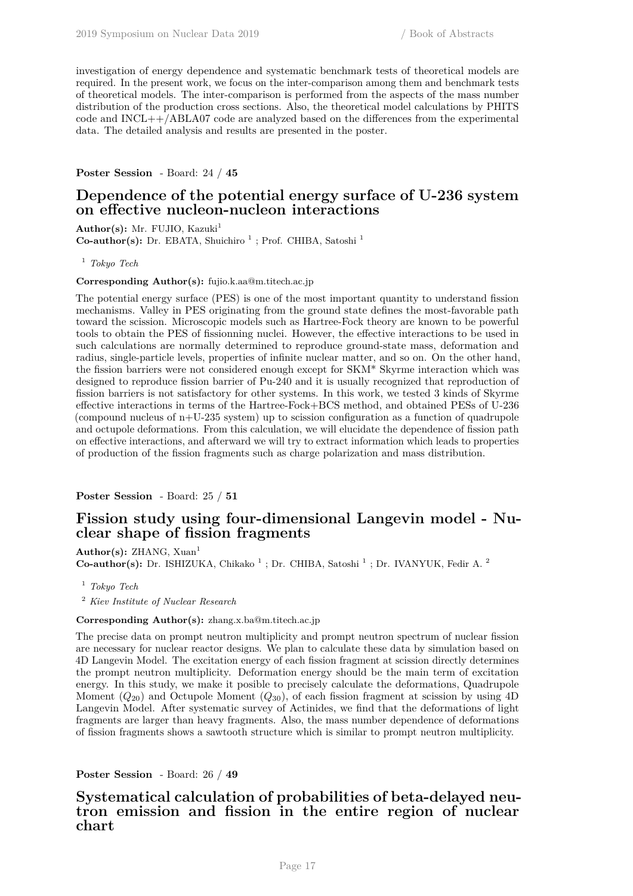investigation of energy dependence and systematic benchmark tests of theoretical models are required. In the present work, we focus on the inter-comparison among them and benchmark tests of theoretical models. The inter-comparison is performed from the aspects of the mass number distribution of the production cross sections. Also, the theoretical model calculations by PHITS code and INCL++/ABLA07 code are analyzed based on the differences from the experimental data. The detailed analysis and results are presented in the poster.

**Poster Session** - Board: 24 / **45**

## Dependence of the potential energy surface of U-236 system on effective nucleon-nucleon interactions

**Author(s):** Mr. FUJIO, Kazuki[1]
**Co-author(s):** Dr. EBATA, Shuichiro [1] ; Prof. CHIBA, Satoshi [1]

[1] *Tokyo Tech*

**Corresponding Author(s):** fujio.k.aa@m.titech.ac.jp

The potential energy surface (PES) is one of the most important quantity to understand fission mechanisms. Valley in PES originating from the ground state defines the most-favorable path toward the scission. Microscopic models such as Hartree-Fock theory are known to be powerful tools to obtain the PES of fissionning nuclei. However, the effective interactions to be used in such calculations are normally determined to reproduce ground-state mass, deformation and radius, single-particle levels, properties of infinite nuclear matter, and so on. On the other hand, the fission barriers were not considered enough except for SKM* Skyrme interaction which was designed to reproduce fission barrier of Pu-240 and it is usually recognized that reproduction of fission barriers is not satisfactory for other systems. In this work, we tested 3 kinds of Skyrme effective interactions in terms of the Hartree-Fock+BCS method, and obtained PESs of U-236 (compound nucleus of n+U-235 system) up to scission configuration as a function of quadrupole and octupole deformations. From this calculation, we will elucidate the dependence of fission path on effective interactions, and afterward we will try to extract information which leads to properties of production of the fission fragments such as charge polarization and mass distribution.

**Poster Session** - Board: 25 / **51**

## Fission study using four-dimensional Langevin model - Nuclear shape of fission fragments

**Author(s):** ZHANG, Xuan[1]
**Co-author(s):** Dr. ISHIZUKA, Chikako [1] ; Dr. CHIBA, Satoshi [1] ; Dr. IVANYUK, Fedir A. [2]

[1] *Tokyo Tech*

[2] *Kiev Institute of Nuclear Research*

**Corresponding Author(s):** zhang.x.ba@m.titech.ac.jp

The precise data on prompt neutron multiplicity and prompt neutron spectrum of nuclear fission are necessary for nuclear reactor designs. We plan to calculate these data by simulation based on 4D Langevin Model. The excitation energy of each fission fragment at scission directly determines the prompt neutron multiplicity. Deformation energy should be the main term of excitation energy. In this study, we make it posible to precisely calculate the deformations, Quadrupole Moment ($Q_{20}$) and Octupole Moment ($Q_{30}$), of each fission fragment at scission by using 4D Langevin Model. After systematic survey of Actinides, we find that the deformations of light fragments are larger than heavy fragments. Also, the mass number dependence of deformations of fission fragments shows a sawtooth structure which is similar to prompt neutron multiplicity.

**Poster Session** - Board: 26 / **49**

## Systematical calculation of probabilities of beta-delayed neutron emission and fission in the entire region of nuclear chart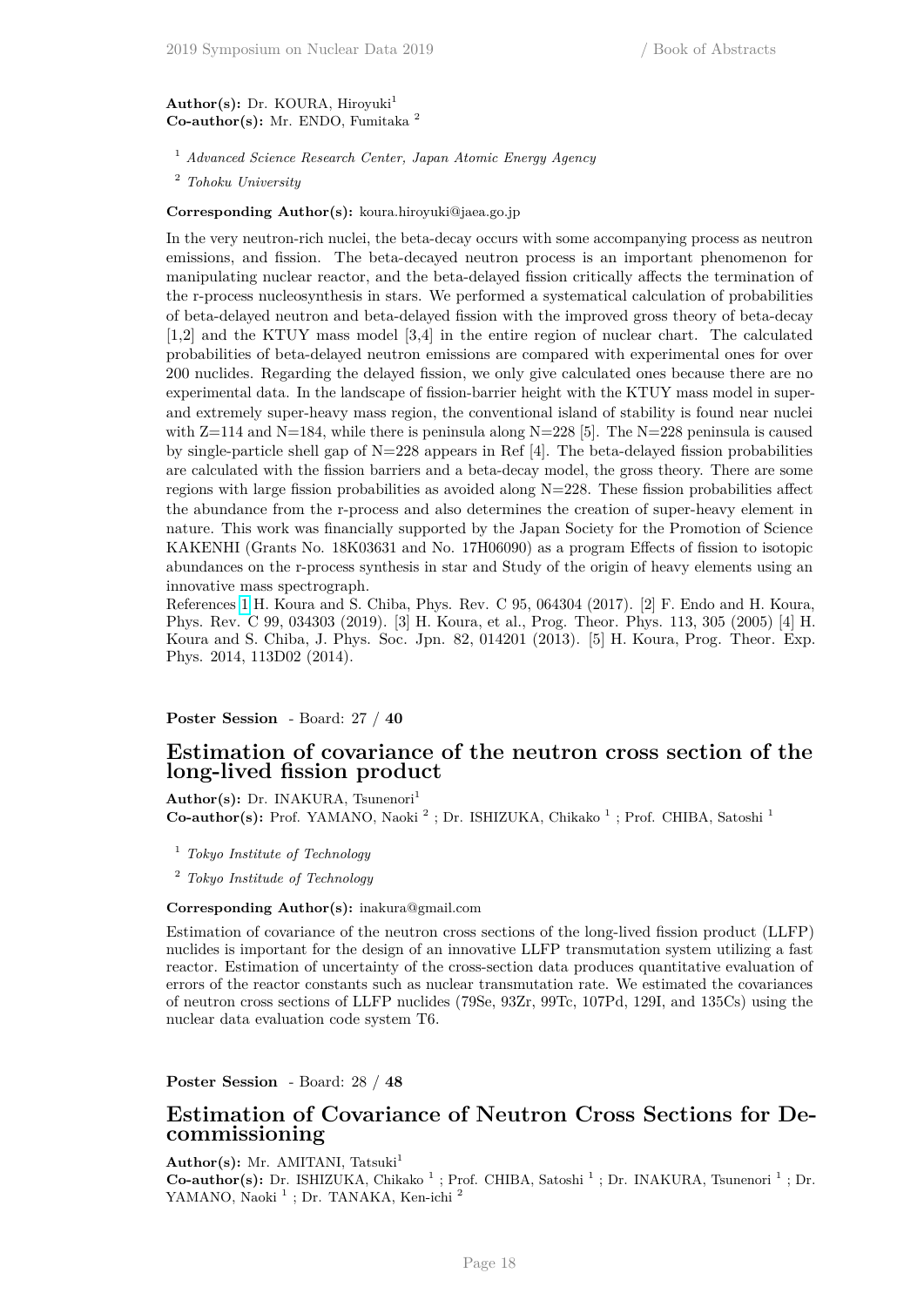**Author(s):** Dr. KOURA, Hiroyuki[1]
**Co-author(s):** Mr. ENDO, Fumitaka [2]

[1] *Advanced Science Research Center, Japan Atomic Energy Agency*

[2] *Tohoku University*

**Corresponding Author(s):** koura.hiroyuki@jaea.go.jp

In the very neutron-rich nuclei, the beta-decay occurs with some accompanying process as neutron emissions, and fission. The beta-decayed neutron process is an important phenomenon for manipulating nuclear reactor, and the beta-delayed fission critically affects the termination of the r-process nucleosynthesis in stars. We performed a systematical calculation of probabilities of beta-delayed neutron and beta-delayed fission with the improved gross theory of beta-decay [1,2] and the KTUY mass model [3,4] in the entire region of nuclear chart. The calculated probabilities of beta-delayed neutron emissions are compared with experimental ones for over 200 nuclides. Regarding the delayed fission, we only give calculated ones because there are no experimental data. In the landscape of fission-barrier height with the KTUY mass model in super- and extremely super-heavy mass region, the conventional island of stability is found near nuclei with Z=114 and N=184, while there is peninsula along N=228 [5]. The N=228 peninsula is caused by single-particle shell gap of N=228 appears in Ref [4]. The beta-delayed fission probabilities are calculated with the fission barriers and a beta-decay model, the gross theory. There are some regions with large fission probabilities as avoided along N=228. These fission probabilities affect the abundance from the r-process and also determines the creation of super-heavy element in nature. This work was financially supported by the Japan Society for the Promotion of Science KAKENHI (Grants No. 18K03631 and No. 17H06090) as a program Effects of fission to isotopic abundances on the r-process synthesis in star and Study of the origin of heavy elements using an innovative mass spectrograph.

References [1] H. Koura and S. Chiba, Phys. Rev. C 95, 064304 (2017). [2] F. Endo and H. Koura, Phys. Rev. C 99, 034303 (2019). [3] H. Koura, et al., Prog. Theor. Phys. 113, 305 (2005) [4] H. Koura and S. Chiba, J. Phys. Soc. Jpn. 82, 014201 (2013). [5] H. Koura, Prog. Theor. Exp. Phys. 2014, 113D02 (2014).

**Poster Session** - Board: 27 / **40**

## Estimation of covariance of the neutron cross section of the long-lived fission product

**Author(s):** Dr. INAKURA, Tsunenori[1]
**Co-author(s):** Prof. YAMANO, Naoki [2] ; Dr. ISHIZUKA, Chikako [1] ; Prof. CHIBA, Satoshi [1]

[1] *Tokyo Institute of Technology*

[2] *Tokyo Institude of Technology*

**Corresponding Author(s):** inakura@gmail.com

Estimation of covariance of the neutron cross sections of the long-lived fission product (LLFP) nuclides is important for the design of an innovative LLFP transmutation system utilizing a fast reactor. Estimation of uncertainty of the cross-section data produces quantitative evaluation of errors of the reactor constants such as nuclear transmutation rate. We estimated the covariances of neutron cross sections of LLFP nuclides (79Se, 93Zr, 99Tc, 107Pd, 129I, and 135Cs) using the nuclear data evaluation code system T6.

**Poster Session** - Board: 28 / **48**

## Estimation of Covariance of Neutron Cross Sections for Decommissioning

**Author(s):** Mr. AMITANI, Tatsuki[1]
**Co-author(s):** Dr. ISHIZUKA, Chikako [1] ; Prof. CHIBA, Satoshi [1] ; Dr. INAKURA, Tsunenori [1] ; Dr. YAMANO, Naoki [1] ; Dr. TANAKA, Ken-ichi [2]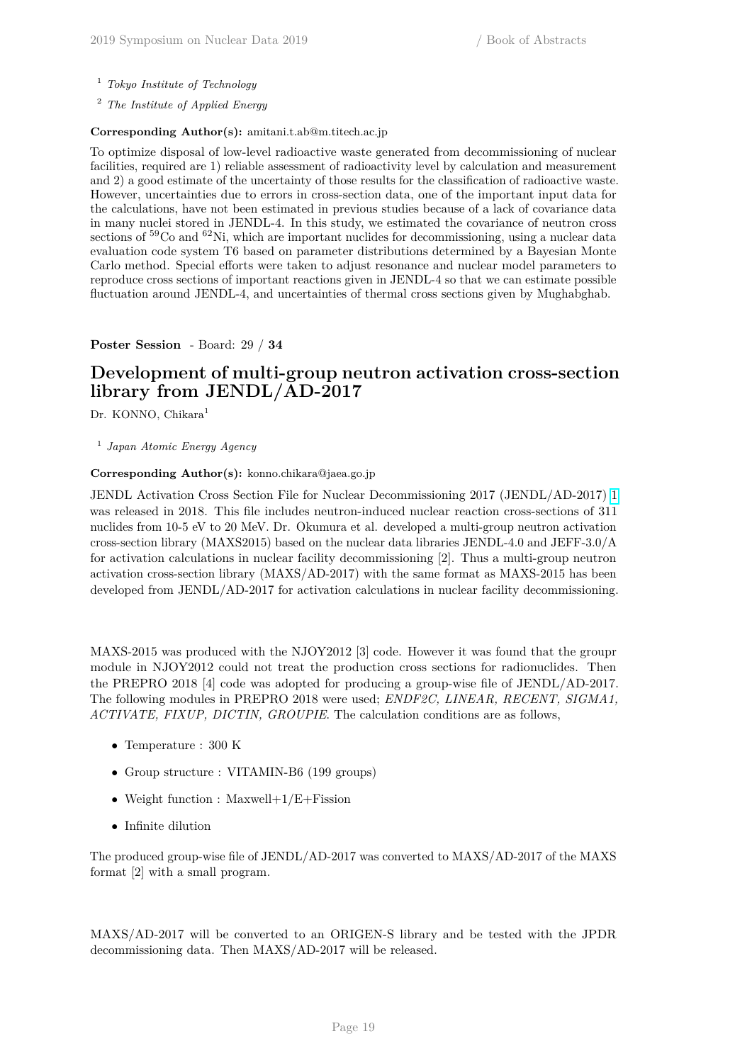[1] *Tokyo Institute of Technology*

[2] *The Institute of Applied Energy*

**Corresponding Author(s):** amitani.t.ab@m.titech.ac.jp

To optimize disposal of low-level radioactive waste generated from decommissioning of nuclear facilities, required are 1) reliable assessment of radioactivity level by calculation and measurement and 2) a good estimate of the uncertainty of those results for the classification of radioactive waste. However, uncertainties due to errors in cross-section data, one of the important input data for the calculations, have not been estimated in previous studies because of a lack of covariance data in many nuclei stored in JENDL-4. In this study, we estimated the covariance of neutron cross sections of $^{59}$Co and $^{62}$Ni, which are important nuclides for decommissioning, using a nuclear data evaluation code system T6 based on parameter distributions determined by a Bayesian Monte Carlo method. Special efforts were taken to adjust resonance and nuclear model parameters to reproduce cross sections of important reactions given in JENDL-4 so that we can estimate possible fluctuation around JENDL-4, and uncertainties of thermal cross sections given by Mughabghab.

**Poster Session** - Board: 29 / **34**

## Development of multi-group neutron activation cross-section library from JENDL/AD-2017

Dr. KONNO, Chikara[1]

[1] *Japan Atomic Energy Agency*

**Corresponding Author(s):** konno.chikara@jaea.go.jp

JENDL Activation Cross Section File for Nuclear Decommissioning 2017 (JENDL/AD-2017) [1] was released in 2018. This file includes neutron-induced nuclear reaction cross-sections of 311 nuclides from 10-5 eV to 20 MeV. Dr. Okumura et al. developed a multi-group neutron activation cross-section library (MAXS2015) based on the nuclear data libraries JENDL-4.0 and JEFF-3.0/A for activation calculations in nuclear facility decommissioning [2]. Thus a multi-group neutron activation cross-section library (MAXS/AD-2017) with the same format as MAXS-2015 has been developed from JENDL/AD-2017 for activation calculations in nuclear facility decommissioning.

MAXS-2015 was produced with the NJOY2012 [3] code. However it was found that the groupr module in NJOY2012 could not treat the production cross sections for radionuclides. Then the PREPRO 2018 [4] code was adopted for producing a group-wise file of JENDL/AD-2017. The following modules in PREPRO 2018 were used; *ENDF2C, LINEAR, RECENT, SIGMA1, ACTIVATE, FIXUP, DICTIN, GROUPIE*. The calculation conditions are as follows,

- Temperature : 300 K
- Group structure : VITAMIN-B6 (199 groups)
- Weight function : Maxwell+1/E+Fission
- Infinite dilution

The produced group-wise file of JENDL/AD-2017 was converted to MAXS/AD-2017 of the MAXS format [2] with a small program.

MAXS/AD-2017 will be converted to an ORIGEN-S library and be tested with the JPDR decommissioning data. Then MAXS/AD-2017 will be released.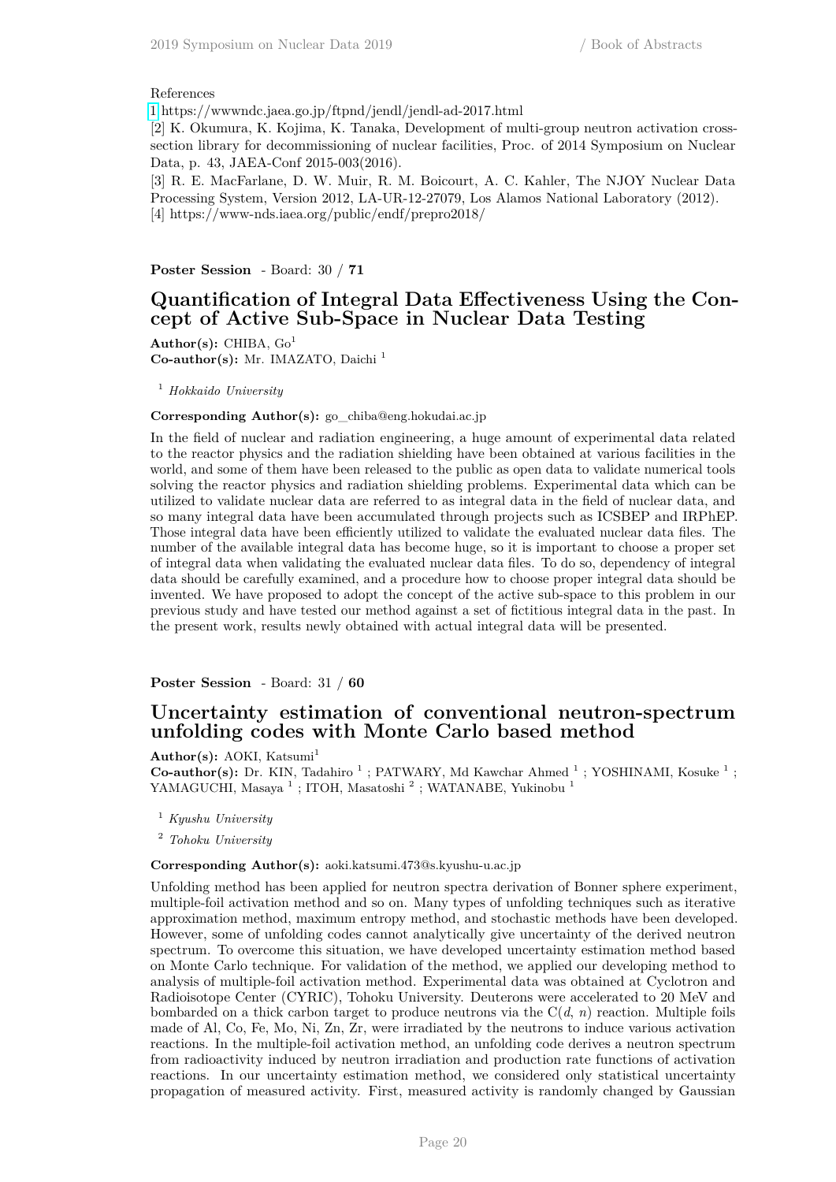References

[1] https://wwwndc.jaea.go.jp/ftpnd/jendl/jendl-ad-2017.html

[2] K. Okumura, K. Kojima, K. Tanaka, Development of multi-group neutron activation cross-section library for decommissioning of nuclear facilities, Proc. of 2014 Symposium on Nuclear Data, p. 43, JAEA-Conf 2015-003(2016).

[3] R. E. MacFarlane, D. W. Muir, R. M. Boicourt, A. C. Kahler, The NJOY Nuclear Data Processing System, Version 2012, LA-UR-12-27079, Los Alamos National Laboratory (2012).

[4] https://www-nds.iaea.org/public/endf/prepro2018/

**Poster Session** - Board: 30 / **71**

## Quantification of Integral Data Effectiveness Using the Concept of Active Sub-Space in Nuclear Data Testing

**Author(s):** CHIBA, Go[1]

**Co-author(s):** Mr. IMAZATO, Daichi [1]

[1] *Hokkaido University*

**Corresponding Author(s):** go_chiba@eng.hokudai.ac.jp

In the field of nuclear and radiation engineering, a huge amount of experimental data related to the reactor physics and the radiation shielding have been obtained at various facilities in the world, and some of them have been released to the public as open data to validate numerical tools solving the reactor physics and radiation shielding problems. Experimental data which can be utilized to validate nuclear data are referred to as integral data in the field of nuclear data, and so many integral data have been accumulated through projects such as ICSBEP and IRPhEP. Those integral data have been efficiently utilized to validate the evaluated nuclear data files. The number of the available integral data has become huge, so it is important to choose a proper set of integral data when validating the evaluated nuclear data files. To do so, dependency of integral data should be carefully examined, and a procedure how to choose proper integral data should be invented. We have proposed to adopt the concept of the active sub-space to this problem in our previous study and have tested our method against a set of fictitious integral data in the past. In the present work, results newly obtained with actual integral data will be presented.

**Poster Session** - Board: 31 / **60**

## Uncertainty estimation of conventional neutron-spectrum unfolding codes with Monte Carlo based method

**Author(s):** AOKI, Katsumi[1]

**Co-author(s):** Dr. KIN, Tadahiro [1] ; PATWARY, Md Kawchar Ahmed [1] ; YOSHINAMI, Kosuke [1] ; YAMAGUCHI, Masaya [1] ; ITOH, Masatoshi [2] ; WATANABE, Yukinobu [1]

[1] *Kyushu University*

[2] *Tohoku University*

**Corresponding Author(s):** aoki.katsumi.473@s.kyushu-u.ac.jp

Unfolding method has been applied for neutron spectra derivation of Bonner sphere experiment, multiple-foil activation method and so on. Many types of unfolding techniques such as iterative approximation method, maximum entropy method, and stochastic methods have been developed. However, some of unfolding codes cannot analytically give uncertainty of the derived neutron spectrum. To overcome this situation, we have developed uncertainty estimation method based on Monte Carlo technique. For validation of the method, we applied our developing method to analysis of multiple-foil activation method. Experimental data was obtained at Cyclotron and Radioisotope Center (CYRIC), Tohoku University. Deuterons were accelerated to 20 MeV and bombarded on a thick carbon target to produce neutrons via the C($d$, $n$) reaction. Multiple foils made of Al, Co, Fe, Mo, Ni, Zn, Zr, were irradiated by the neutrons to induce various activation reactions. In the multiple-foil activation method, an unfolding code derives a neutron spectrum from radioactivity induced by neutron irradiation and production rate functions of activation reactions. In our uncertainty estimation method, we considered only statistical uncertainty propagation of measured activity. First, measured activity is randomly changed by Gaussian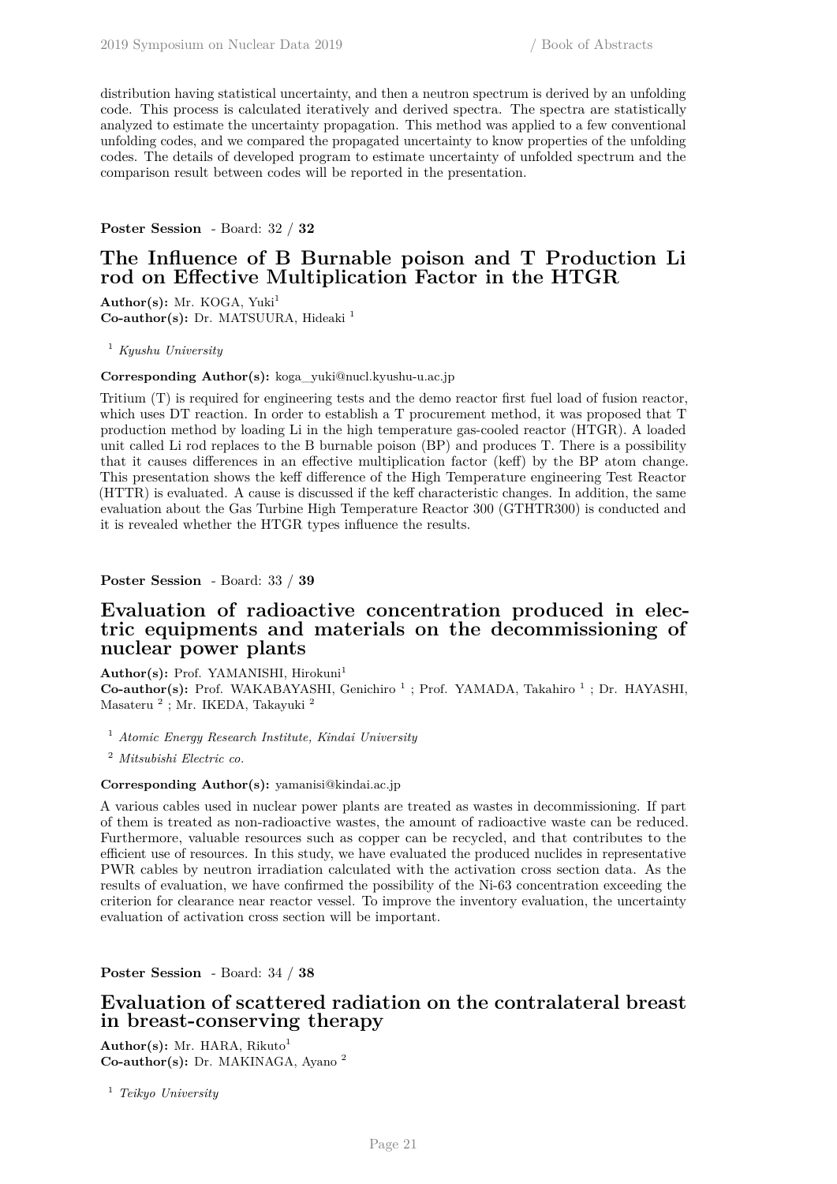distribution having statistical uncertainty, and then a neutron spectrum is derived by an unfolding code. This process is calculated iteratively and derived spectra. The spectra are statistically analyzed to estimate the uncertainty propagation. This method was applied to a few conventional unfolding codes, and we compared the propagated uncertainty to know properties of the unfolding codes. The details of developed program to estimate uncertainty of unfolded spectrum and the comparison result between codes will be reported in the presentation.

**Poster Session** - Board: 32 / **32**

## The Influence of B Burnable poison and T Production Li rod on Effective Multiplication Factor in the HTGR

**Author(s):** Mr. KOGA, Yuki[1]
**Co-author(s):** Dr. MATSUURA, Hideaki [1]

[1] *Kyushu University*

**Corresponding Author(s):** koga_yuki@nucl.kyushu-u.ac.jp

Tritium (T) is required for engineering tests and the demo reactor first fuel load of fusion reactor, which uses DT reaction. In order to establish a T procurement method, it was proposed that T production method by loading Li in the high temperature gas-cooled reactor (HTGR). A loaded unit called Li rod replaces to the B burnable poison (BP) and produces T. There is a possibility that it causes differences in an effective multiplication factor (keff) by the BP atom change. This presentation shows the keff difference of the High Temperature engineering Test Reactor (HTTR) is evaluated. A cause is discussed if the keff characteristic changes. In addition, the same evaluation about the Gas Turbine High Temperature Reactor 300 (GTHTR300) is conducted and it is revealed whether the HTGR types influence the results.

**Poster Session** - Board: 33 / **39**

## Evaluation of radioactive concentration produced in electric equipments and materials on the decommissioning of nuclear power plants

**Author(s):** Prof. YAMANISHI, Hirokuni[1]
**Co-author(s):** Prof. WAKABAYASHI, Genichiro [1] ; Prof. YAMADA, Takahiro [1] ; Dr. HAYASHI, Masateru [2] ; Mr. IKEDA, Takayuki [2]

[1] *Atomic Energy Research Institute, Kindai University*

[2] *Mitsubishi Electric co.*

**Corresponding Author(s):** yamanisi@kindai.ac.jp

A various cables used in nuclear power plants are treated as wastes in decommissioning. If part of them is treated as non-radioactive wastes, the amount of radioactive waste can be reduced. Furthermore, valuable resources such as copper can be recycled, and that contributes to the efficient use of resources. In this study, we have evaluated the produced nuclides in representative PWR cables by neutron irradiation calculated with the activation cross section data. As the results of evaluation, we have confirmed the possibility of the Ni-63 concentration exceeding the criterion for clearance near reactor vessel. To improve the inventory evaluation, the uncertainty evaluation of activation cross section will be important.

**Poster Session** - Board: 34 / **38**

## Evaluation of scattered radiation on the contralateral breast in breast-conserving therapy

**Author(s):** Mr. HARA, Rikuto[1]
**Co-author(s):** Dr. MAKINAGA, Ayano [2]

[1] *Teikyo University*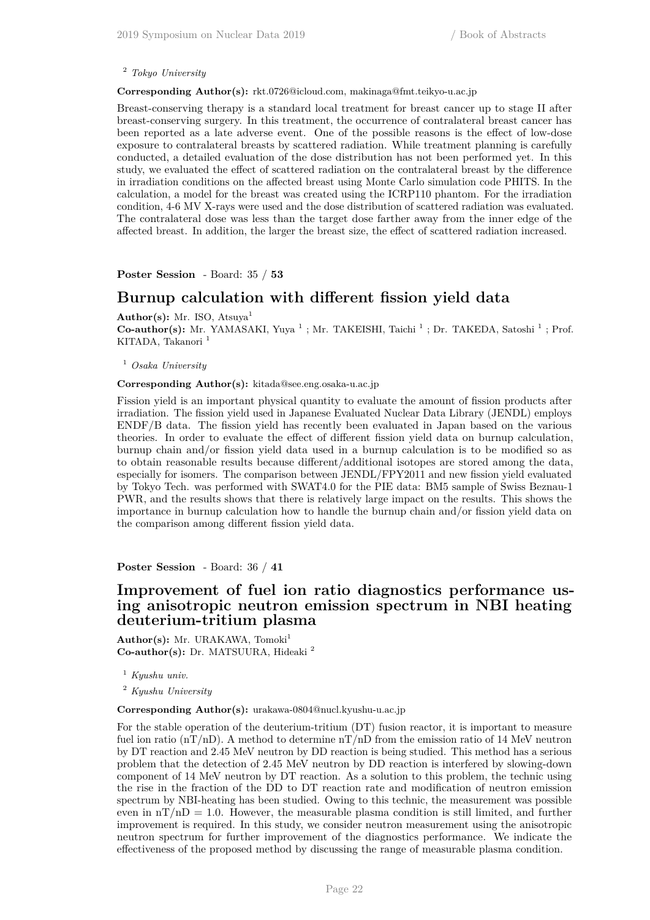[2] *Tokyo University*

**Corresponding Author(s):** rkt.0726@icloud.com, makinaga@fmt.teikyo-u.ac.jp

Breast-conserving therapy is a standard local treatment for breast cancer up to stage II after breast-conserving surgery. In this treatment, the occurrence of contralateral breast cancer has been reported as a late adverse event. One of the possible reasons is the effect of low-dose exposure to contralateral breasts by scattered radiation. While treatment planning is carefully conducted, a detailed evaluation of the dose distribution has not been performed yet. In this study, we evaluated the effect of scattered radiation on the contralateral breast by the difference in irradiation conditions on the affected breast using Monte Carlo simulation code PHITS. In the calculation, a model for the breast was created using the ICRP110 phantom. For the irradiation condition, 4-6 MV X-rays were used and the dose distribution of scattered radiation was evaluated. The contralateral dose was less than the target dose farther away from the inner edge of the affected breast. In addition, the larger the breast size, the effect of scattered radiation increased.

**Poster Session** - Board: 35 / **53**

## Burnup calculation with different fission yield data

**Author(s):** Mr. ISO, Atsuya[1]
**Co-author(s):** Mr. YAMASAKI, Yuya [1] ; Mr. TAKEISHI, Taichi [1] ; Dr. TAKEDA, Satoshi [1] ; Prof. KITADA, Takanori [1]

[1] *Osaka University*

**Corresponding Author(s):** kitada@see.eng.osaka-u.ac.jp

Fission yield is an important physical quantity to evaluate the amount of fission products after irradiation. The fission yield used in Japanese Evaluated Nuclear Data Library (JENDL) employs ENDF/B data. The fission yield has recently been evaluated in Japan based on the various theories. In order to evaluate the effect of different fission yield data on burnup calculation, burnup chain and/or fission yield data used in a burnup calculation is to be modified so as to obtain reasonable results because different/additional isotopes are stored among the data, especially for isomers. The comparison between JENDL/FPY2011 and new fission yield evaluated by Tokyo Tech. was performed with SWAT4.0 for the PIE data: BM5 sample of Swiss Beznau-1 PWR, and the results shows that there is relatively large impact on the results. This shows the importance in burnup calculation how to handle the burnup chain and/or fission yield data on the comparison among different fission yield data.

**Poster Session** - Board: 36 / **41**

## Improvement of fuel ion ratio diagnostics performance using anisotropic neutron emission spectrum in NBI heating deuterium-tritium plasma

**Author(s):** Mr. URAKAWA, Tomoki[1]
**Co-author(s):** Dr. MATSUURA, Hideaki [2]

[1] *Kyushu univ.*

[2] *Kyushu University*

**Corresponding Author(s):** urakawa-0804@nucl.kyushu-u.ac.jp

For the stable operation of the deuterium-tritium (DT) fusion reactor, it is important to measure fuel ion ratio (nT/nD). A method to determine nT/nD from the emission ratio of 14 MeV neutron by DT reaction and 2.45 MeV neutron by DD reaction is being studied. This method has a serious problem that the detection of 2.45 MeV neutron by DD reaction is interfered by slowing-down component of 14 MeV neutron by DT reaction. As a solution to this problem, the technic using the rise in the fraction of the DD to DT reaction rate and modification of neutron emission spectrum by NBI-heating has been studied. Owing to this technic, the measurement was possible even in nT/nD = 1.0. However, the measurable plasma condition is still limited, and further improvement is required. In this study, we consider neutron measurement using the anisotropic neutron spectrum for further improvement of the diagnostics performance. We indicate the effectiveness of the proposed method by discussing the range of measurable plasma condition.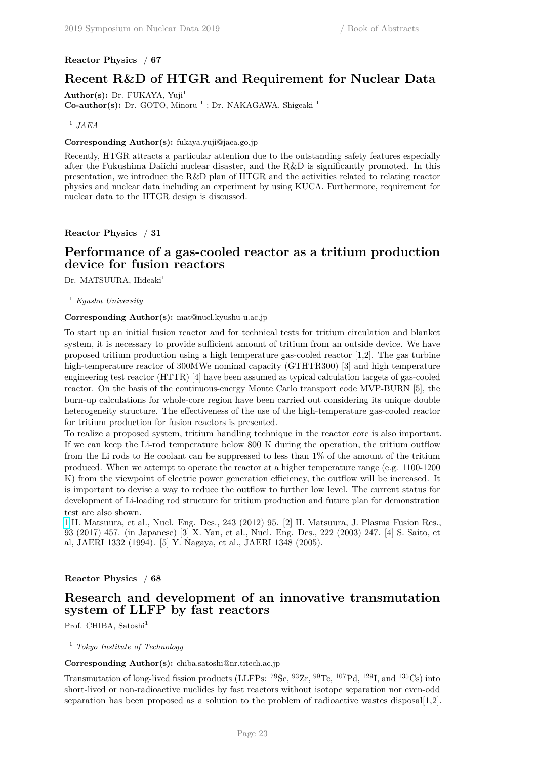**Reactor Physics / 67**

## Recent R&D of HTGR and Requirement for Nuclear Data

**Author(s):** Dr. FUKAYA, Yuji[1]
**Co-author(s):** Dr. GOTO, Minoru [1] ; Dr. NAKAGAWA, Shigeaki [1]

[1] *JAEA*

**Corresponding Author(s):** fukaya.yuji@jaea.go.jp

Recently, HTGR attracts a particular attention due to the outstanding safety features especially after the Fukushima Daiichi nuclear disaster, and the R&D is significantly promoted. In this presentation, we introduce the R&D plan of HTGR and the activities related to relating reactor physics and nuclear data including an experiment by using KUCA. Furthermore, requirement for nuclear data to the HTGR design is discussed.

**Reactor Physics / 31**

## Performance of a gas-cooled reactor as a tritium production device for fusion reactors

Dr. MATSUURA, Hideaki[1]

[1] *Kyushu University*

**Corresponding Author(s):** mat@nucl.kyushu-u.ac.jp

To start up an initial fusion reactor and for technical tests for tritium circulation and blanket system, it is necessary to provide sufficient amount of tritium from an outside device. We have proposed tritium production using a high temperature gas-cooled reactor [1,2]. The gas turbine high-temperature reactor of 300MWe nominal capacity (GTHTR300) [3] and high temperature engineering test reactor (HTTR) [4] have been assumed as typical calculation targets of gas-cooled reactor. On the basis of the continuous-energy Monte Carlo transport code MVP-BURN [5], the burn-up calculations for whole-core region have been carried out considering its unique double heterogeneity structure. The effectiveness of the use of the high-temperature gas-cooled reactor for tritium production for fusion reactors is presented.
To realize a proposed system, tritium handling technique in the reactor core is also important. If we can keep the Li-rod temperature below 800 K during the operation, the tritium outflow from the Li rods to He coolant can be suppressed to less than 1% of the amount of the tritium produced. When we attempt to operate the reactor at a higher temperature range (e.g. 1100-1200 K) from the viewpoint of electric power generation efficiency, the outflow will be increased. It is important to devise a way to reduce the outflow to further low level. The current status for development of Li-loading rod structure for tritium production and future plan for demonstration test are also shown.
[1] H. Matsuura, et al., Nucl. Eng. Des., 243 (2012) 95. [2] H. Matsuura, J. Plasma Fusion Res., 93 (2017) 457. (in Japanese) [3] X. Yan, et al., Nucl. Eng. Des., 222 (2003) 247. [4] S. Saito, et al, JAERI 1332 (1994). [5] Y. Nagaya, et al., JAERI 1348 (2005).

**Reactor Physics / 68**

## Research and development of an innovative transmutation system of LLFP by fast reactors

Prof. CHIBA, Satoshi[1]

[1] *Tokyo Institute of Technology*

**Corresponding Author(s):** chiba.satoshi@nr.titech.ac.jp

Transmutation of long-lived fission products (LLFPs: $^{79}$Se, $^{93}$Zr, $^{99}$Tc, $^{107}$Pd, $^{129}$I, and $^{135}$Cs) into short-lived or non-radioactive nuclides by fast reactors without isotope separation nor even-odd separation has been proposed as a solution to the problem of radioactive wastes disposal[1,2].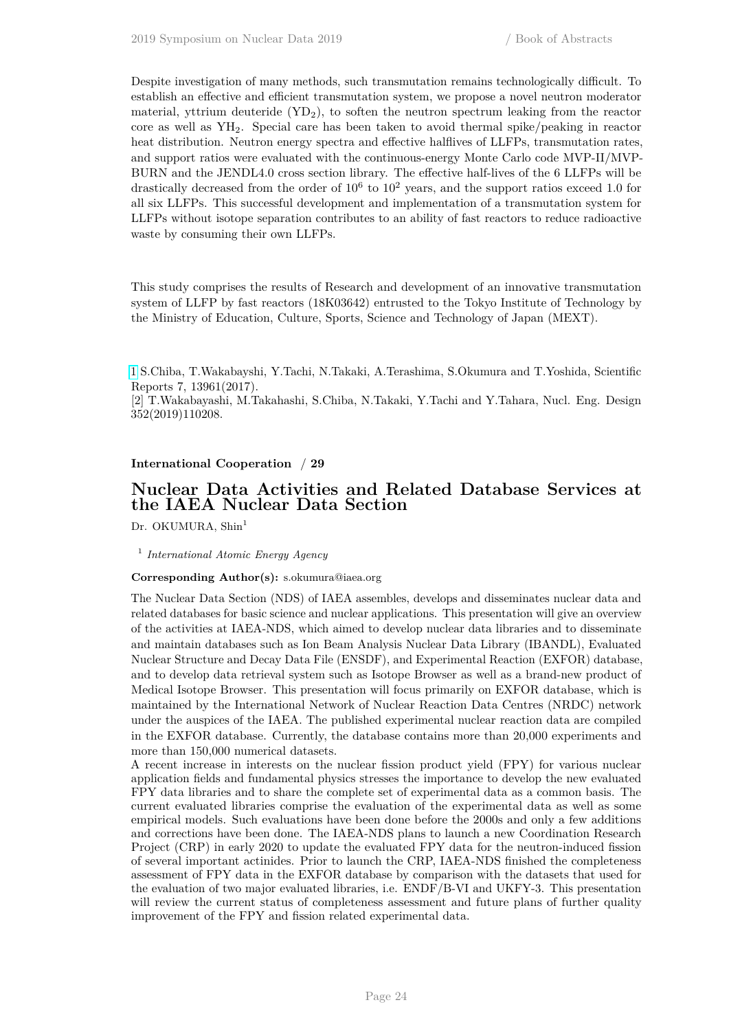Despite investigation of many methods, such transmutation remains technologically difficult. To establish an effective and efficient transmutation system, we propose a novel neutron moderator material, yttrium deuteride ($YD_2$), to soften the neutron spectrum leaking from the reactor core as well as $YH_2$. Special care has been taken to avoid thermal spike/peaking in reactor heat distribution. Neutron energy spectra and effective halflives of LLFPs, transmutation rates, and support ratios were evaluated with the continuous-energy Monte Carlo code MVP-II/MVP-BURN and the JENDL4.0 cross section library. The effective half-lives of the 6 LLFPs will be drastically decreased from the order of $10^6$ to $10^2$ years, and the support ratios exceed 1.0 for all six LLFPs. This successful development and implementation of a transmutation system for LLFPs without isotope separation contributes to an ability of fast reactors to reduce radioactive waste by consuming their own LLFPs.

This study comprises the results of Research and development of an innovative transmutation system of LLFP by fast reactors (18K03642) entrusted to the Tokyo Institute of Technology by the Ministry of Education, Culture, Sports, Science and Technology of Japan (MEXT).

[1] S.Chiba, T.Wakabayshi, Y.Tachi, N.Takaki, A.Terashima, S.Okumura and T.Yoshida, Scientific Reports 7, 13961(2017).
[2] T.Wakabayashi, M.Takahashi, S.Chiba, N.Takaki, Y.Tachi and Y.Tahara, Nucl. Eng. Design 352(2019)110208.

**International Cooperation / 29**

## Nuclear Data Activities and Related Database Services at the IAEA Nuclear Data Section

Dr. OKUMURA, Shin[1]

[1] *International Atomic Energy Agency*

**Corresponding Author(s):** s.okumura@iaea.org

The Nuclear Data Section (NDS) of IAEA assembles, develops and disseminates nuclear data and related databases for basic science and nuclear applications. This presentation will give an overview of the activities at IAEA-NDS, which aimed to develop nuclear data libraries and to disseminate and maintain databases such as Ion Beam Analysis Nuclear Data Library (IBANDL), Evaluated Nuclear Structure and Decay Data File (ENSDF), and Experimental Reaction (EXFOR) database, and to develop data retrieval system such as Isotope Browser as well as a brand-new product of Medical Isotope Browser. This presentation will focus primarily on EXFOR database, which is maintained by the International Network of Nuclear Reaction Data Centres (NRDC) network under the auspices of the IAEA. The published experimental nuclear reaction data are compiled in the EXFOR database. Currently, the database contains more than 20,000 experiments and more than 150,000 numerical datasets.
A recent increase in interests on the nuclear fission product yield (FPY) for various nuclear application fields and fundamental physics stresses the importance to develop the new evaluated FPY data libraries and to share the complete set of experimental data as a common basis. The current evaluated libraries comprise the evaluation of the experimental data as well as some empirical models. Such evaluations have been done before the 2000s and only a few additions and corrections have been done. The IAEA-NDS plans to launch a new Coordination Research Project (CRP) in early 2020 to update the evaluated FPY data for the neutron-induced fission of several important actinides. Prior to launch the CRP, IAEA-NDS finished the completeness assessment of FPY data in the EXFOR database by comparison with the datasets that used for the evaluation of two major evaluated libraries, i.e. ENDF/B-VI and UKFY-3. This presentation will review the current status of completeness assessment and future plans of further quality improvement of the FPY and fission related experimental data.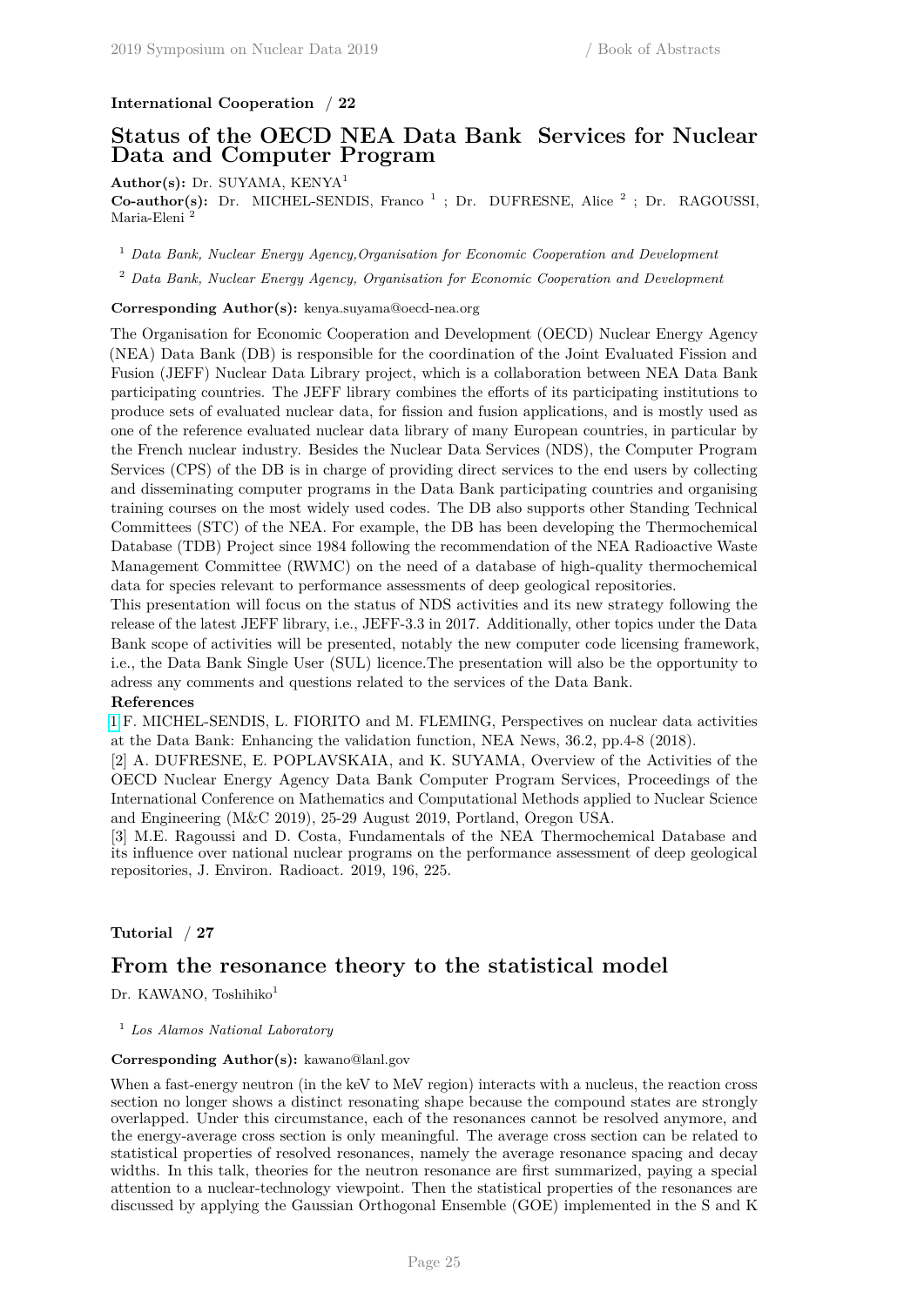**International Cooperation / 22**

## Status of the OECD NEA Data Bank Services for Nuclear Data and Computer Program

**Author(s):** Dr. SUYAMA, KENYA[1]

**Co-author(s):** Dr. MICHEL-SENDIS, Franco [1] ; Dr. DUFRESNE, Alice [2] ; Dr. RAGOUSSI, Maria-Eleni [2]

[1] *Data Bank, Nuclear Energy Agency,Organisation for Economic Cooperation and Development*

[2] *Data Bank, Nuclear Energy Agency, Organisation for Economic Cooperation and Development*

**Corresponding Author(s):** kenya.suyama@oecd-nea.org

The Organisation for Economic Cooperation and Development (OECD) Nuclear Energy Agency (NEA) Data Bank (DB) is responsible for the coordination of the Joint Evaluated Fission and Fusion (JEFF) Nuclear Data Library project, which is a collaboration between NEA Data Bank participating countries. The JEFF library combines the efforts of its participating institutions to produce sets of evaluated nuclear data, for fission and fusion applications, and is mostly used as one of the reference evaluated nuclear data library of many European countries, in particular by the French nuclear industry. Besides the Nuclear Data Services (NDS), the Computer Program Services (CPS) of the DB is in charge of providing direct services to the end users by collecting and disseminating computer programs in the Data Bank participating countries and organising training courses on the most widely used codes. The DB also supports other Standing Technical Committees (STC) of the NEA. For example, the DB has been developing the Thermochemical Database (TDB) Project since 1984 following the recommendation of the NEA Radioactive Waste Management Committee (RWMC) on the need of a database of high-quality thermochemical data for species relevant to performance assessments of deep geological repositories.

This presentation will focus on the status of NDS activities and its new strategy following the release of the latest JEFF library, i.e., JEFF-3.3 in 2017. Additionally, other topics under the Data Bank scope of activities will be presented, notably the new computer code licensing framework, i.e., the Data Bank Single User (SUL) licence.The presentation will also be the opportunity to adress any comments and questions related to the services of the Data Bank.

**References**

[1] F. MICHEL-SENDIS, L. FIORITO and M. FLEMING, Perspectives on nuclear data activities at the Data Bank: Enhancing the validation function, NEA News, 36.2, pp.4-8 (2018).

[2] A. DUFRESNE, E. POPLAVSKAIA, and K. SUYAMA, Overview of the Activities of the OECD Nuclear Energy Agency Data Bank Computer Program Services, Proceedings of the International Conference on Mathematics and Computational Methods applied to Nuclear Science and Engineering (M&C 2019), 25-29 August 2019, Portland, Oregon USA.

[3] M.E. Ragoussi and D. Costa, Fundamentals of the NEA Thermochemical Database and its influence over national nuclear programs on the performance assessment of deep geological repositories, J. Environ. Radioact. 2019, 196, 225.

**Tutorial / 27**

## From the resonance theory to the statistical model

Dr. KAWANO, Toshihiko[1]

[1] *Los Alamos National Laboratory*

**Corresponding Author(s):** kawano@lanl.gov

When a fast-energy neutron (in the keV to MeV region) interacts with a nucleus, the reaction cross section no longer shows a distinct resonating shape because the compound states are strongly overlapped. Under this circumstance, each of the resonances cannot be resolved anymore, and the energy-average cross section is only meaningful. The average cross section can be related to statistical properties of resolved resonances, namely the average resonance spacing and decay widths. In this talk, theories for the neutron resonance are first summarized, paying a special attention to a nuclear-technology viewpoint. Then the statistical properties of the resonances are discussed by applying the Gaussian Orthogonal Ensemble (GOE) implemented in the S and K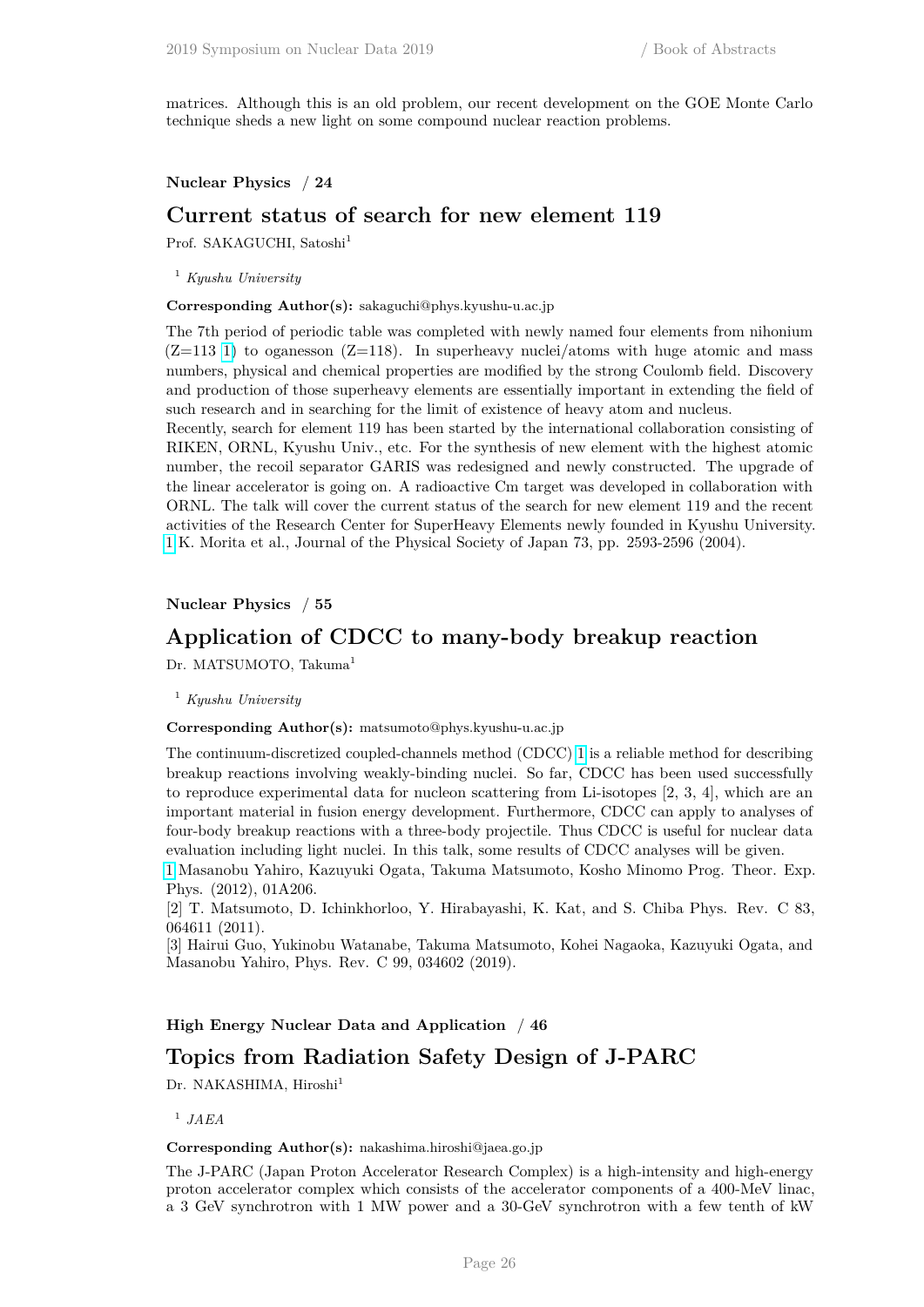matrices. Although this is an old problem, our recent development on the GOE Monte Carlo technique sheds a new light on some compound nuclear reaction problems.

**Nuclear Physics / 24**

## Current status of search for new element 119

Prof. SAKAGUCHI, Satoshi[1]

[1] *Kyushu University*

**Corresponding Author(s):** sakaguchi@phys.kyushu-u.ac.jp

The 7th period of periodic table was completed with newly named four elements from nihonium (Z=113 [1]) to oganesson (Z=118). In superheavy nuclei/atoms with huge atomic and mass numbers, physical and chemical properties are modified by the strong Coulomb field. Discovery and production of those superheavy elements are essentially important in extending the field of such research and in searching for the limit of existence of heavy atom and nucleus.
Recently, search for element 119 has been started by the international collaboration consisting of RIKEN, ORNL, Kyushu Univ., etc. For the synthesis of new element with the highest atomic number, the recoil separator GARIS was redesigned and newly constructed. The upgrade of the linear accelerator is going on. A radioactive Cm target was developed in collaboration with ORNL. The talk will cover the current status of the search for new element 119 and the recent activities of the Research Center for SuperHeavy Elements newly founded in Kyushu University.
[1] K. Morita et al., Journal of the Physical Society of Japan 73, pp. 2593-2596 (2004).

**Nuclear Physics / 55**

## Application of CDCC to many-body breakup reaction

Dr. MATSUMOTO, Takuma[1]

[1] *Kyushu University*

**Corresponding Author(s):** matsumoto@phys.kyushu-u.ac.jp

The continuum-discretized coupled-channels method (CDCC) [1] is a reliable method for describing breakup reactions involving weakly-binding nuclei. So far, CDCC has been used successfully to reproduce experimental data for nucleon scattering from Li-isotopes [2, 3, 4], which are an important material in fusion energy development. Furthermore, CDCC can apply to analyses of four-body breakup reactions with a three-body projectile. Thus CDCC is useful for nuclear data evaluation including light nuclei. In this talk, some results of CDCC analyses will be given.
[1] Masanobu Yahiro, Kazuyuki Ogata, Takuma Matsumoto, Kosho Minomo Prog. Theor. Exp. Phys. (2012), 01A206.
[2] T. Matsumoto, D. Ichinkhorloo, Y. Hirabayashi, K. Kat, and S. Chiba Phys. Rev. C 83, 064611 (2011).
[3] Hairui Guo, Yukinobu Watanabe, Takuma Matsumoto, Kohei Nagaoka, Kazuyuki Ogata, and Masanobu Yahiro, Phys. Rev. C 99, 034602 (2019).

**High Energy Nuclear Data and Application / 46**

## Topics from Radiation Safety Design of J-PARC

Dr. NAKASHIMA, Hiroshi[1]

[1] *JAEA*

**Corresponding Author(s):** nakashima.hiroshi@jaea.go.jp

The J-PARC (Japan Proton Accelerator Research Complex) is a high-intensity and high-energy proton accelerator complex which consists of the accelerator components of a 400-MeV linac, a 3 GeV synchrotron with 1 MW power and a 30-GeV synchrotron with a few tenth of kW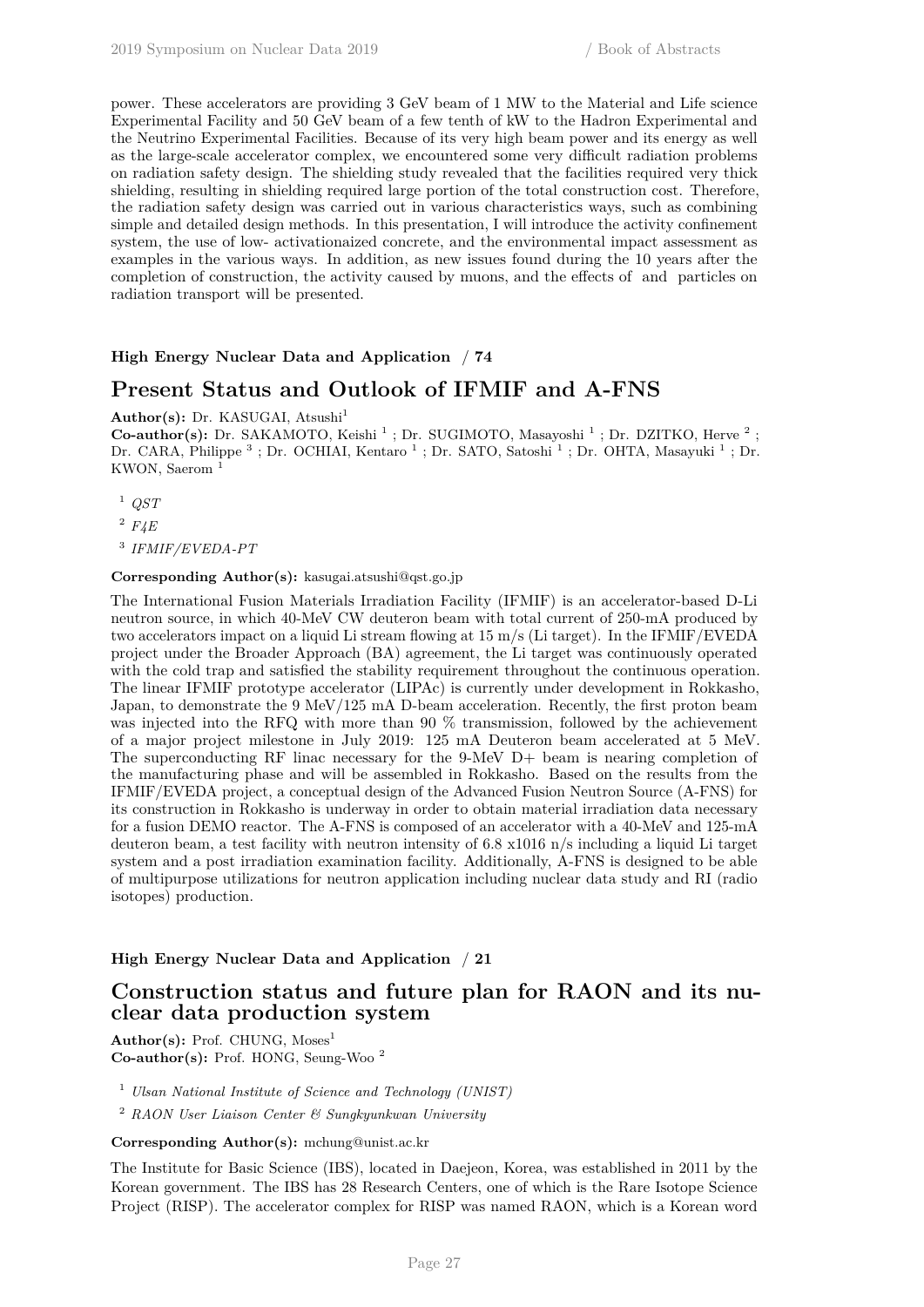power. These accelerators are providing 3 GeV beam of 1 MW to the Material and Life science Experimental Facility and 50 GeV beam of a few tenth of kW to the Hadron Experimental and the Neutrino Experimental Facilities. Because of its very high beam power and its energy as well as the large-scale accelerator complex, we encountered some very difficult radiation problems on radiation safety design. The shielding study revealed that the facilities required very thick shielding, resulting in shielding required large portion of the total construction cost. Therefore, the radiation safety design was carried out in various characteristics ways, such as combining simple and detailed design methods. In this presentation, I will introduce the activity confinement system, the use of low- activationaized concrete, and the environmental impact assessment as examples in the various ways. In addition, as new issues found during the 10 years after the completion of construction, the activity caused by muons, and the effects of and particles on radiation transport will be presented.

**High Energy Nuclear Data and Application / 74**

## Present Status and Outlook of IFMIF and A-FNS

**Author(s):** Dr. KASUGAI, Atsushi[1]

**Co-author(s):** Dr. SAKAMOTO, Keishi [1] ; Dr. SUGIMOTO, Masayoshi [1] ; Dr. DZITKO, Herve [2] ; Dr. CARA, Philippe [3] ; Dr. OCHIAI, Kentaro [1] ; Dr. SATO, Satoshi [1] ; Dr. OHTA, Masayuki [1] ; Dr. KWON, Saerom [1]

[1] *QST*

[2] *F4E*

[3] *IFMIF/EVEDA-PT*

**Corresponding Author(s):** kasugai.atsushi@qst.go.jp

The International Fusion Materials Irradiation Facility (IFMIF) is an accelerator-based D-Li neutron source, in which 40-MeV CW deuteron beam with total current of 250-mA produced by two accelerators impact on a liquid Li stream flowing at 15 m/s (Li target). In the IFMIF/EVEDA project under the Broader Approach (BA) agreement, the Li target was continuously operated with the cold trap and satisfied the stability requirement throughout the continuous operation. The linear IFMIF prototype accelerator (LIPAc) is currently under development in Rokkasho, Japan, to demonstrate the 9 MeV/125 mA D-beam acceleration. Recently, the first proton beam was injected into the RFQ with more than 90 % transmission, followed by the achievement of a major project milestone in July 2019: 125 mA Deuteron beam accelerated at 5 MeV. The superconducting RF linac necessary for the 9-MeV D+ beam is nearing completion of the manufacturing phase and will be assembled in Rokkasho. Based on the results from the IFMIF/EVEDA project, a conceptual design of the Advanced Fusion Neutron Source (A-FNS) for its construction in Rokkasho is underway in order to obtain material irradiation data necessary for a fusion DEMO reactor. The A-FNS is composed of an accelerator with a 40-MeV and 125-mA deuteron beam, a test facility with neutron intensity of 6.8 x1016 n/s including a liquid Li target system and a post irradiation examination facility. Additionally, A-FNS is designed to be able of multipurpose utilizations for neutron application including nuclear data study and RI (radio isotopes) production.

**High Energy Nuclear Data and Application / 21**

## Construction status and future plan for RAON and its nuclear data production system

**Author(s):** Prof. CHUNG, Moses[1]

**Co-author(s):** Prof. HONG, Seung-Woo [2]

[1] *Ulsan National Institute of Science and Technology (UNIST)*

[2] *RAON User Liaison Center & Sungkyunkwan University*

**Corresponding Author(s):** mchung@unist.ac.kr

The Institute for Basic Science (IBS), located in Daejeon, Korea, was established in 2011 by the Korean government. The IBS has 28 Research Centers, one of which is the Rare Isotope Science Project (RISP). The accelerator complex for RISP was named RAON, which is a Korean word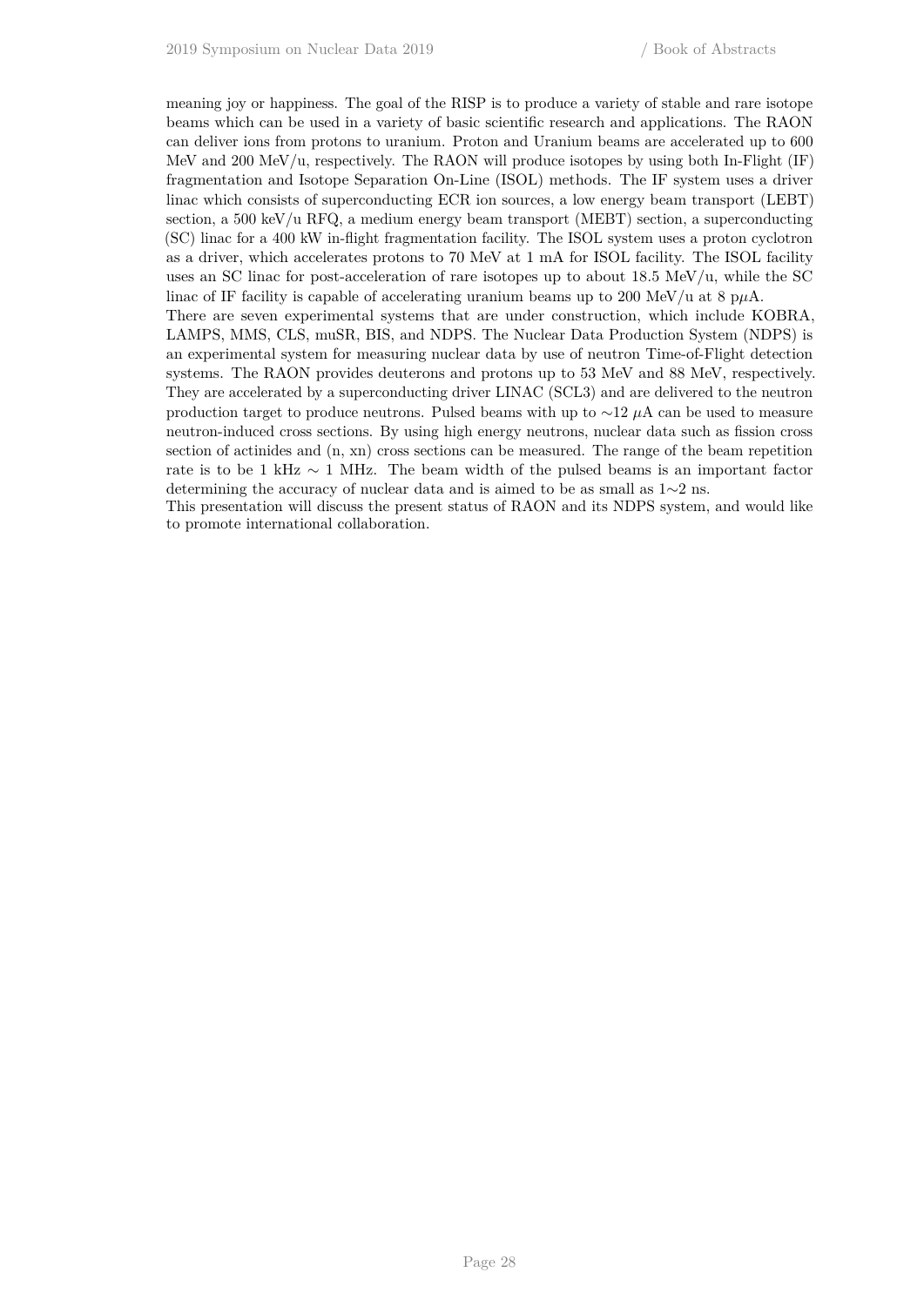meaning joy or happiness. The goal of the RISP is to produce a variety of stable and rare isotope beams which can be used in a variety of basic scientific research and applications. The RAON can deliver ions from protons to uranium. Proton and Uranium beams are accelerated up to 600 MeV and 200 MeV/u, respectively. The RAON will produce isotopes by using both In-Flight (IF) fragmentation and Isotope Separation On-Line (ISOL) methods. The IF system uses a driver linac which consists of superconducting ECR ion sources, a low energy beam transport (LEBT) section, a 500 keV/u RFQ, a medium energy beam transport (MEBT) section, a superconducting (SC) linac for a 400 kW in-flight fragmentation facility. The ISOL system uses a proton cyclotron as a driver, which accelerates protons to 70 MeV at 1 mA for ISOL facility. The ISOL facility uses an SC linac for post-acceleration of rare isotopes up to about 18.5 MeV/u, while the SC linac of IF facility is capable of accelerating uranium beams up to 200 MeV/u at 8 p$\mu$A.

There are seven experimental systems that are under construction, which include KOBRA, LAMPS, MMS, CLS, muSR, BIS, and NDPS. The Nuclear Data Production System (NDPS) is an experimental system for measuring nuclear data by use of neutron Time-of-Flight detection systems. The RAON provides deuterons and protons up to 53 MeV and 88 MeV, respectively. They are accelerated by a superconducting driver LINAC (SCL3) and are delivered to the neutron production target to produce neutrons. Pulsed beams with up to $\sim$12 $\mu$A can be used to measure neutron-induced cross sections. By using high energy neutrons, nuclear data such as fission cross section of actinides and (n, xn) cross sections can be measured. The range of the beam repetition rate is to be 1 kHz $\sim$ 1 MHz. The beam width of the pulsed beams is an important factor determining the accuracy of nuclear data and is aimed to be as small as 1$\sim$2 ns.

This presentation will discuss the present status of RAON and its NDPS system, and would like to promote international collaboration.